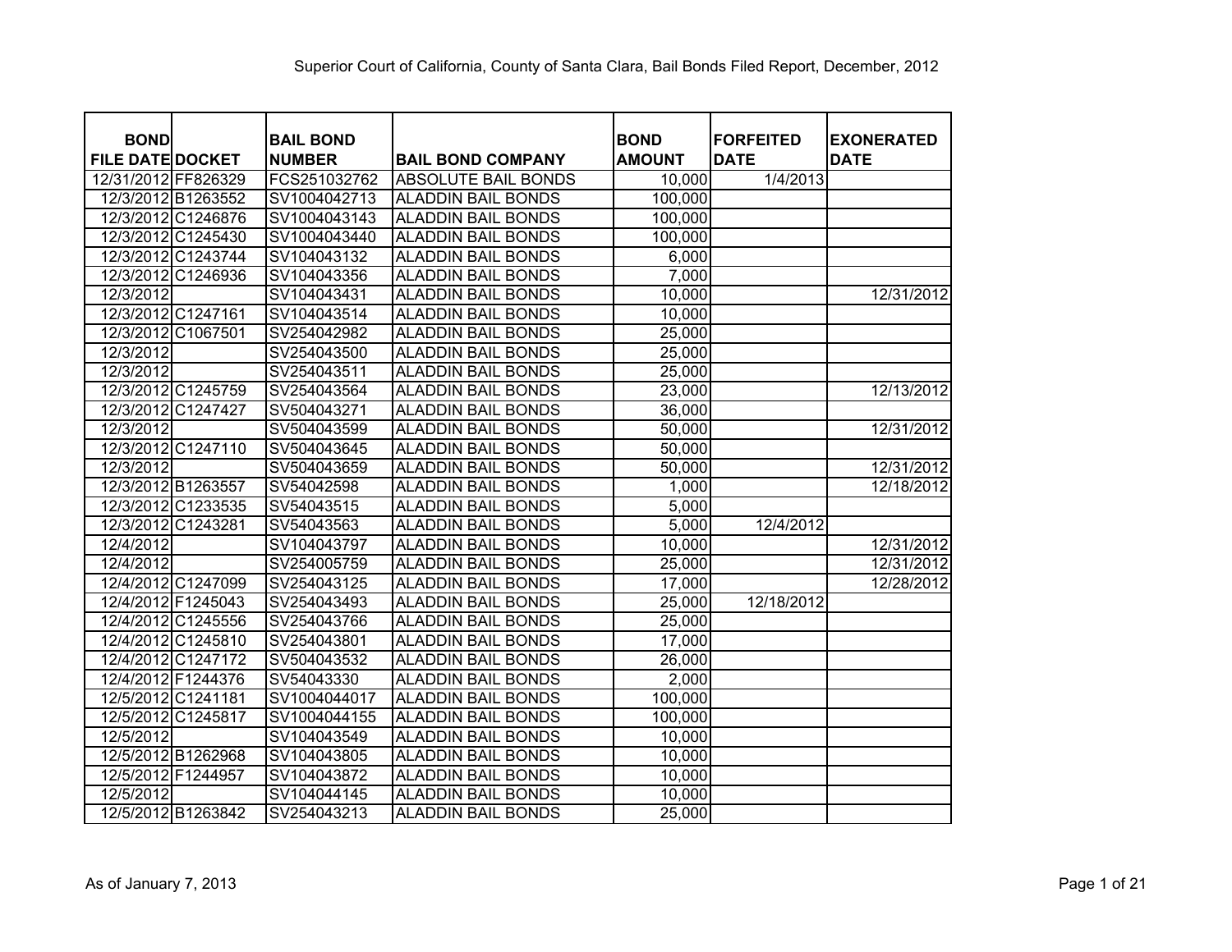Superior Court of California, County of Santa Clara, Bail Bonds Filed Report, December, 2012

| BOND FILE DATE | DOCKET | BAIL BOND NUMBER | BAIL BOND COMPANY | BOND AMOUNT | FORFEITED DATE | EXONERATED DATE |
|---|---|---|---|---|---|---|
| 12/31/2012 | FF826329 | FCS251032762 | ABSOLUTE BAIL BONDS | 10,000 | 1/4/2013 | |
| 12/3/2012 | B1263552 | SV1004042713 | ALADDIN BAIL BONDS | 100,000 | | |
| 12/3/2012 | C1246876 | SV1004043143 | ALADDIN BAIL BONDS | 100,000 | | |
| 12/3/2012 | C1245430 | SV1004043440 | ALADDIN BAIL BONDS | 100,000 | | |
| 12/3/2012 | C1243744 | SV104043132 | ALADDIN BAIL BONDS | 6,000 | | |
| 12/3/2012 | C1246936 | SV104043356 | ALADDIN BAIL BONDS | 7,000 | | |
| 12/3/2012 | | SV104043431 | ALADDIN BAIL BONDS | 10,000 | | 12/31/2012 |
| 12/3/2012 | C1247161 | SV104043514 | ALADDIN BAIL BONDS | 10,000 | | |
| 12/3/2012 | C1067501 | SV254042982 | ALADDIN BAIL BONDS | 25,000 | | |
| 12/3/2012 | | SV254043500 | ALADDIN BAIL BONDS | 25,000 | | |
| 12/3/2012 | | SV254043511 | ALADDIN BAIL BONDS | 25,000 | | |
| 12/3/2012 | C1245759 | SV254043564 | ALADDIN BAIL BONDS | 23,000 | | 12/13/2012 |
| 12/3/2012 | C1247427 | SV504043271 | ALADDIN BAIL BONDS | 36,000 | | |
| 12/3/2012 | | SV504043599 | ALADDIN BAIL BONDS | 50,000 | | 12/31/2012 |
| 12/3/2012 | C1247110 | SV504043645 | ALADDIN BAIL BONDS | 50,000 | | |
| 12/3/2012 | | SV504043659 | ALADDIN BAIL BONDS | 50,000 | | 12/31/2012 |
| 12/3/2012 | B1263557 | SV54042598 | ALADDIN BAIL BONDS | 1,000 | | 12/18/2012 |
| 12/3/2012 | C1233535 | SV54043515 | ALADDIN BAIL BONDS | 5,000 | | |
| 12/3/2012 | C1243281 | SV54043563 | ALADDIN BAIL BONDS | 5,000 | 12/4/2012 | |
| 12/4/2012 | | SV104043797 | ALADDIN BAIL BONDS | 10,000 | | 12/31/2012 |
| 12/4/2012 | | SV254005759 | ALADDIN BAIL BONDS | 25,000 | | 12/31/2012 |
| 12/4/2012 | C1247099 | SV254043125 | ALADDIN BAIL BONDS | 17,000 | | 12/28/2012 |
| 12/4/2012 | F1245043 | SV254043493 | ALADDIN BAIL BONDS | 25,000 | 12/18/2012 | |
| 12/4/2012 | C1245556 | SV254043766 | ALADDIN BAIL BONDS | 25,000 | | |
| 12/4/2012 | C1245810 | SV254043801 | ALADDIN BAIL BONDS | 17,000 | | |
| 12/4/2012 | C1247172 | SV504043532 | ALADDIN BAIL BONDS | 26,000 | | |
| 12/4/2012 | F1244376 | SV54043330 | ALADDIN BAIL BONDS | 2,000 | | |
| 12/5/2012 | C1241181 | SV1004044017 | ALADDIN BAIL BONDS | 100,000 | | |
| 12/5/2012 | C1245817 | SV1004044155 | ALADDIN BAIL BONDS | 100,000 | | |
| 12/5/2012 | | SV104043549 | ALADDIN BAIL BONDS | 10,000 | | |
| 12/5/2012 | B1262968 | SV104043805 | ALADDIN BAIL BONDS | 10,000 | | |
| 12/5/2012 | F1244957 | SV104043872 | ALADDIN BAIL BONDS | 10,000 | | |
| 12/5/2012 | | SV104044145 | ALADDIN BAIL BONDS | 10,000 | | |
| 12/5/2012 | B1263842 | SV254043213 | ALADDIN BAIL BONDS | 25,000 | | |

As of January 7, 2013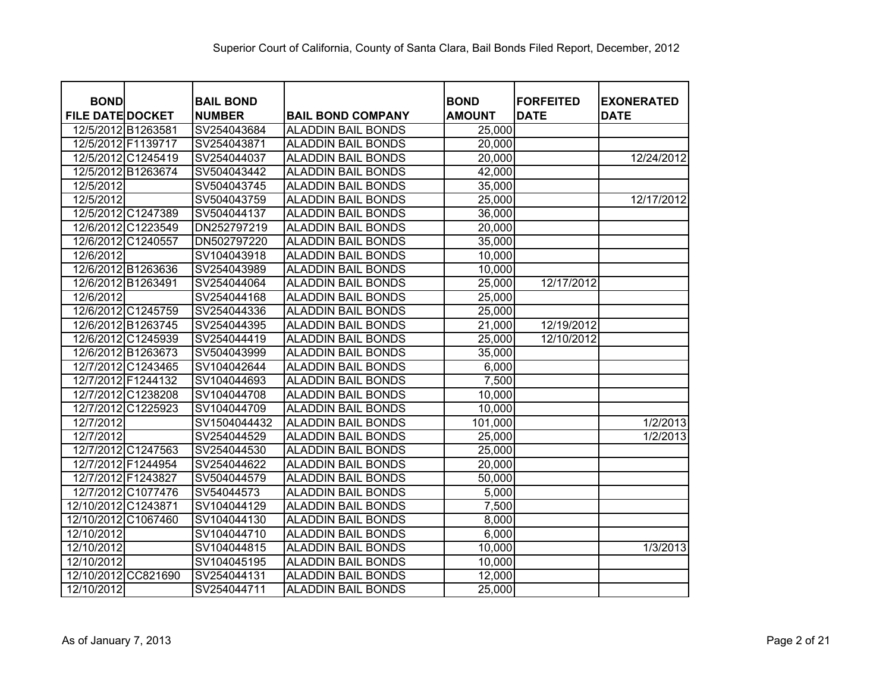Superior Court of California, County of Santa Clara, Bail Bonds Filed Report, December, 2012

| BOND FILE DATE | DOCKET | BAIL BOND NUMBER | BAIL BOND COMPANY | BOND AMOUNT | FORFEITED DATE | EXONERATED DATE |
|---|---|---|---|---|---|---|
| 12/5/2012 | B1263581 | SV254043684 | ALADDIN BAIL BONDS | 25,000 | | |
| 12/5/2012 | F1139717 | SV254043871 | ALADDIN BAIL BONDS | 20,000 | | |
| 12/5/2012 | C1245419 | SV254044037 | ALADDIN BAIL BONDS | 20,000 | | 12/24/2012 |
| 12/5/2012 | B1263674 | SV504043442 | ALADDIN BAIL BONDS | 42,000 | | |
| 12/5/2012 | | SV504043745 | ALADDIN BAIL BONDS | 35,000 | | |
| 12/5/2012 | | SV504043759 | ALADDIN BAIL BONDS | 25,000 | | 12/17/2012 |
| 12/5/2012 | C1247389 | SV504044137 | ALADDIN BAIL BONDS | 36,000 | | |
| 12/6/2012 | C1223549 | DN252797219 | ALADDIN BAIL BONDS | 20,000 | | |
| 12/6/2012 | C1240557 | DN502797220 | ALADDIN BAIL BONDS | 35,000 | | |
| 12/6/2012 | | SV104043918 | ALADDIN BAIL BONDS | 10,000 | | |
| 12/6/2012 | B1263636 | SV254043989 | ALADDIN BAIL BONDS | 10,000 | | |
| 12/6/2012 | B1263491 | SV254044064 | ALADDIN BAIL BONDS | 25,000 | 12/17/2012 | |
| 12/6/2012 | | SV254044168 | ALADDIN BAIL BONDS | 25,000 | | |
| 12/6/2012 | C1245759 | SV254044336 | ALADDIN BAIL BONDS | 25,000 | | |
| 12/6/2012 | B1263745 | SV254044395 | ALADDIN BAIL BONDS | 21,000 | 12/19/2012 | |
| 12/6/2012 | C1245939 | SV254044419 | ALADDIN BAIL BONDS | 25,000 | 12/10/2012 | |
| 12/6/2012 | B1263673 | SV504043999 | ALADDIN BAIL BONDS | 35,000 | | |
| 12/7/2012 | C1243465 | SV104042644 | ALADDIN BAIL BONDS | 6,000 | | |
| 12/7/2012 | F1244132 | SV104044693 | ALADDIN BAIL BONDS | 7,500 | | |
| 12/7/2012 | C1238208 | SV104044708 | ALADDIN BAIL BONDS | 10,000 | | |
| 12/7/2012 | C1225923 | SV104044709 | ALADDIN BAIL BONDS | 10,000 | | |
| 12/7/2012 | | SV1504044432 | ALADDIN BAIL BONDS | 101,000 | | 1/2/2013 |
| 12/7/2012 | | SV254044529 | ALADDIN BAIL BONDS | 25,000 | | 1/2/2013 |
| 12/7/2012 | C1247563 | SV254044530 | ALADDIN BAIL BONDS | 25,000 | | |
| 12/7/2012 | F1244954 | SV254044622 | ALADDIN BAIL BONDS | 20,000 | | |
| 12/7/2012 | F1243827 | SV504044579 | ALADDIN BAIL BONDS | 50,000 | | |
| 12/7/2012 | C1077476 | SV54044573 | ALADDIN BAIL BONDS | 5,000 | | |
| 12/10/2012 | C1243871 | SV104044129 | ALADDIN BAIL BONDS | 7,500 | | |
| 12/10/2012 | C1067460 | SV104044130 | ALADDIN BAIL BONDS | 8,000 | | |
| 12/10/2012 | | SV104044710 | ALADDIN BAIL BONDS | 6,000 | | |
| 12/10/2012 | | SV104044815 | ALADDIN BAIL BONDS | 10,000 | | 1/3/2013 |
| 12/10/2012 | | SV104045195 | ALADDIN BAIL BONDS | 10,000 | | |
| 12/10/2012 | CC821690 | SV254044131 | ALADDIN BAIL BONDS | 12,000 | | |
| 12/10/2012 | | SV254044711 | ALADDIN BAIL BONDS | 25,000 | | |

As of January 7, 2013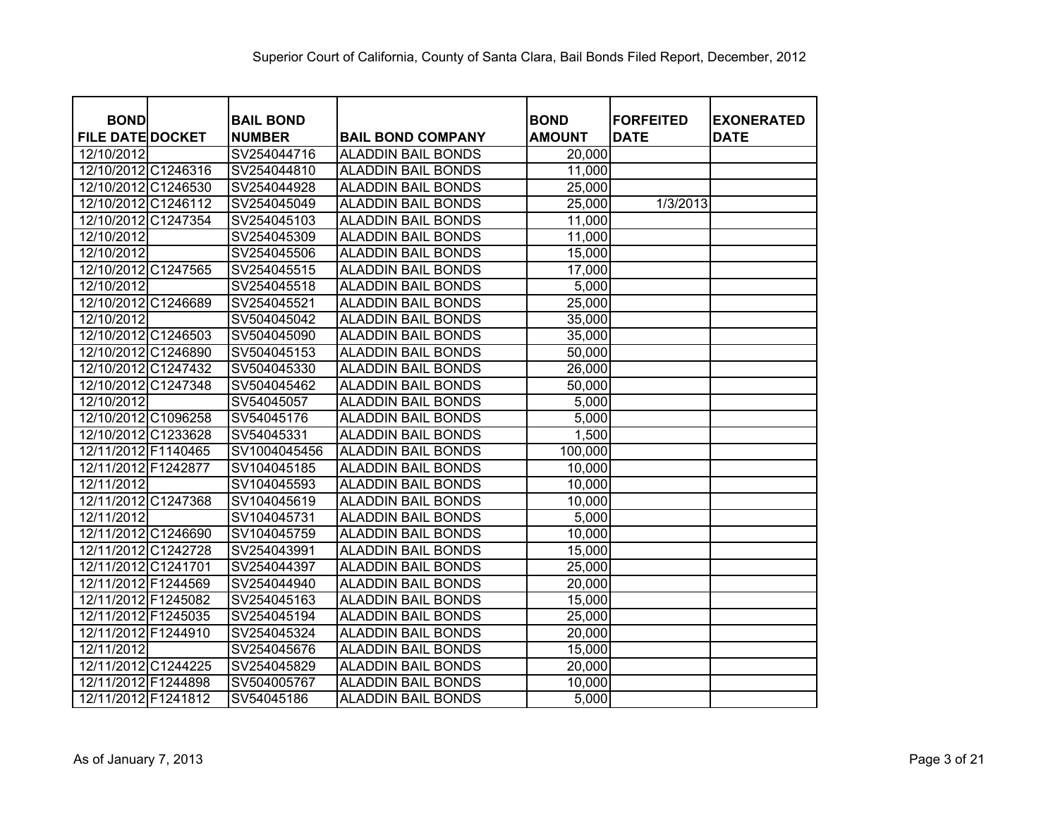Superior Court of California, County of Santa Clara, Bail Bonds Filed Report, December, 2012

| BOND FILE DATE | DOCKET | BAIL BOND NUMBER | BAIL BOND COMPANY | BOND AMOUNT | FORFEITED DATE | EXONERATED DATE |
|---|---|---|---|---|---|---|
| 12/10/2012 | | SV254044716 | ALADDIN BAIL BONDS | 20,000 | | |
| 12/10/2012 | C1246316 | SV254044810 | ALADDIN BAIL BONDS | 11,000 | | |
| 12/10/2012 | C1246530 | SV254044928 | ALADDIN BAIL BONDS | 25,000 | | |
| 12/10/2012 | C1246112 | SV254045049 | ALADDIN BAIL BONDS | 25,000 | 1/3/2013 | |
| 12/10/2012 | C1247354 | SV254045103 | ALADDIN BAIL BONDS | 11,000 | | |
| 12/10/2012 | | SV254045309 | ALADDIN BAIL BONDS | 11,000 | | |
| 12/10/2012 | | SV254045506 | ALADDIN BAIL BONDS | 15,000 | | |
| 12/10/2012 | C1247565 | SV254045515 | ALADDIN BAIL BONDS | 17,000 | | |
| 12/10/2012 | | SV254045518 | ALADDIN BAIL BONDS | 5,000 | | |
| 12/10/2012 | C1246689 | SV254045521 | ALADDIN BAIL BONDS | 25,000 | | |
| 12/10/2012 | | SV504045042 | ALADDIN BAIL BONDS | 35,000 | | |
| 12/10/2012 | C1246503 | SV504045090 | ALADDIN BAIL BONDS | 35,000 | | |
| 12/10/2012 | C1246890 | SV504045153 | ALADDIN BAIL BONDS | 50,000 | | |
| 12/10/2012 | C1247432 | SV504045330 | ALADDIN BAIL BONDS | 26,000 | | |
| 12/10/2012 | C1247348 | SV504045462 | ALADDIN BAIL BONDS | 50,000 | | |
| 12/10/2012 | | SV54045057 | ALADDIN BAIL BONDS | 5,000 | | |
| 12/10/2012 | C1096258 | SV54045176 | ALADDIN BAIL BONDS | 5,000 | | |
| 12/10/2012 | C1233628 | SV54045331 | ALADDIN BAIL BONDS | 1,500 | | |
| 12/11/2012 | F1140465 | SV1004045456 | ALADDIN BAIL BONDS | 100,000 | | |
| 12/11/2012 | F1242877 | SV104045185 | ALADDIN BAIL BONDS | 10,000 | | |
| 12/11/2012 | | SV104045593 | ALADDIN BAIL BONDS | 10,000 | | |
| 12/11/2012 | C1247368 | SV104045619 | ALADDIN BAIL BONDS | 10,000 | | |
| 12/11/2012 | | SV104045731 | ALADDIN BAIL BONDS | 5,000 | | |
| 12/11/2012 | C1246690 | SV104045759 | ALADDIN BAIL BONDS | 10,000 | | |
| 12/11/2012 | C1242728 | SV254043991 | ALADDIN BAIL BONDS | 15,000 | | |
| 12/11/2012 | C1241701 | SV254044397 | ALADDIN BAIL BONDS | 25,000 | | |
| 12/11/2012 | F1244569 | SV254044940 | ALADDIN BAIL BONDS | 20,000 | | |
| 12/11/2012 | F1245082 | SV254045163 | ALADDIN BAIL BONDS | 15,000 | | |
| 12/11/2012 | F1245035 | SV254045194 | ALADDIN BAIL BONDS | 25,000 | | |
| 12/11/2012 | F1244910 | SV254045324 | ALADDIN BAIL BONDS | 20,000 | | |
| 12/11/2012 | | SV254045676 | ALADDIN BAIL BONDS | 15,000 | | |
| 12/11/2012 | C1244225 | SV254045829 | ALADDIN BAIL BONDS | 20,000 | | |
| 12/11/2012 | F1244898 | SV504005767 | ALADDIN BAIL BONDS | 10,000 | | |
| 12/11/2012 | F1241812 | SV54045186 | ALADDIN BAIL BONDS | 5,000 | | |

As of January 7, 2013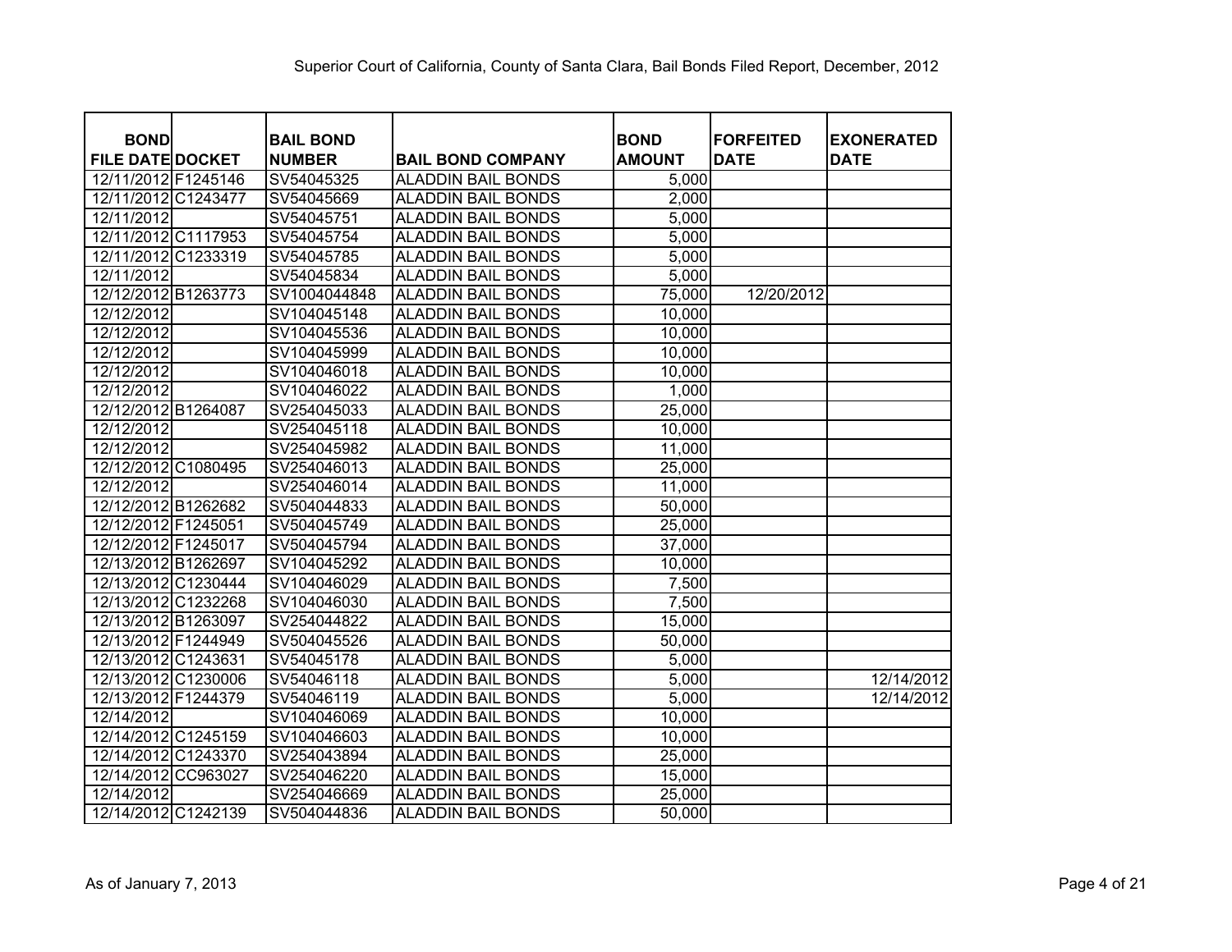Superior Court of California, County of Santa Clara, Bail Bonds Filed Report, December, 2012

| BOND FILE DATE | DOCKET | BAIL BOND NUMBER | BAIL BOND COMPANY | BOND AMOUNT | FORFEITED DATE | EXONERATED DATE |
|---|---|---|---|---|---|---|
| 12/11/2012 | F1245146 | SV54045325 | ALADDIN BAIL BONDS | 5,000 | | |
| 12/11/2012 | C1243477 | SV54045669 | ALADDIN BAIL BONDS | 2,000 | | |
| 12/11/2012 | | SV54045751 | ALADDIN BAIL BONDS | 5,000 | | |
| 12/11/2012 | C1117953 | SV54045754 | ALADDIN BAIL BONDS | 5,000 | | |
| 12/11/2012 | C1233319 | SV54045785 | ALADDIN BAIL BONDS | 5,000 | | |
| 12/11/2012 | | SV54045834 | ALADDIN BAIL BONDS | 5,000 | | |
| 12/12/2012 | B1263773 | SV1004044848 | ALADDIN BAIL BONDS | 75,000 | 12/20/2012 | |
| 12/12/2012 | | SV104045148 | ALADDIN BAIL BONDS | 10,000 | | |
| 12/12/2012 | | SV104045536 | ALADDIN BAIL BONDS | 10,000 | | |
| 12/12/2012 | | SV104045999 | ALADDIN BAIL BONDS | 10,000 | | |
| 12/12/2012 | | SV104046018 | ALADDIN BAIL BONDS | 10,000 | | |
| 12/12/2012 | | SV104046022 | ALADDIN BAIL BONDS | 1,000 | | |
| 12/12/2012 | B1264087 | SV254045033 | ALADDIN BAIL BONDS | 25,000 | | |
| 12/12/2012 | | SV254045118 | ALADDIN BAIL BONDS | 10,000 | | |
| 12/12/2012 | | SV254045982 | ALADDIN BAIL BONDS | 11,000 | | |
| 12/12/2012 | C1080495 | SV254046013 | ALADDIN BAIL BONDS | 25,000 | | |
| 12/12/2012 | | SV254046014 | ALADDIN BAIL BONDS | 11,000 | | |
| 12/12/2012 | B1262682 | SV504044833 | ALADDIN BAIL BONDS | 50,000 | | |
| 12/12/2012 | F1245051 | SV504045749 | ALADDIN BAIL BONDS | 25,000 | | |
| 12/12/2012 | F1245017 | SV504045794 | ALADDIN BAIL BONDS | 37,000 | | |
| 12/13/2012 | B1262697 | SV104045292 | ALADDIN BAIL BONDS | 10,000 | | |
| 12/13/2012 | C1230444 | SV104046029 | ALADDIN BAIL BONDS | 7,500 | | |
| 12/13/2012 | C1232268 | SV104046030 | ALADDIN BAIL BONDS | 7,500 | | |
| 12/13/2012 | B1263097 | SV254044822 | ALADDIN BAIL BONDS | 15,000 | | |
| 12/13/2012 | F1244949 | SV504045526 | ALADDIN BAIL BONDS | 50,000 | | |
| 12/13/2012 | C1243631 | SV54045178 | ALADDIN BAIL BONDS | 5,000 | | |
| 12/13/2012 | C1230006 | SV54046118 | ALADDIN BAIL BONDS | 5,000 | | 12/14/2012 |
| 12/13/2012 | F1244379 | SV54046119 | ALADDIN BAIL BONDS | 5,000 | | 12/14/2012 |
| 12/14/2012 | | SV104046069 | ALADDIN BAIL BONDS | 10,000 | | |
| 12/14/2012 | C1245159 | SV104046603 | ALADDIN BAIL BONDS | 10,000 | | |
| 12/14/2012 | C1243370 | SV254043894 | ALADDIN BAIL BONDS | 25,000 | | |
| 12/14/2012 | CC963027 | SV254046220 | ALADDIN BAIL BONDS | 15,000 | | |
| 12/14/2012 | | SV254046669 | ALADDIN BAIL BONDS | 25,000 | | |
| 12/14/2012 | C1242139 | SV504044836 | ALADDIN BAIL BONDS | 50,000 | | |

As of January 7, 2013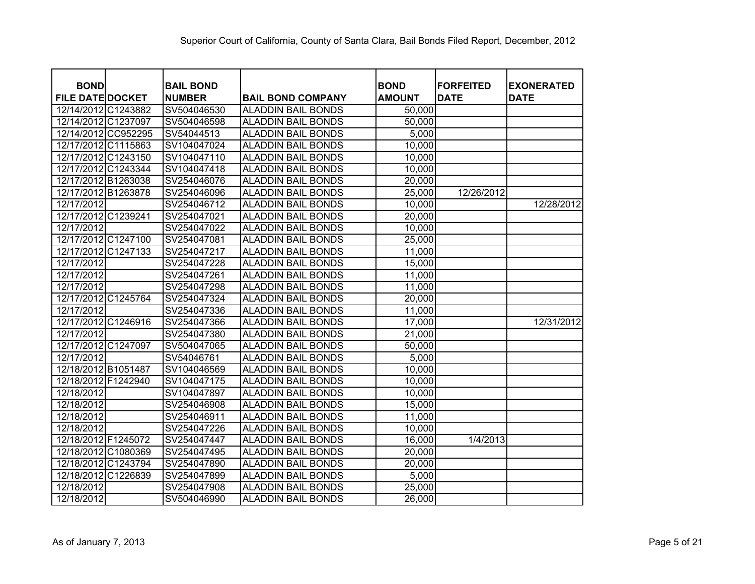Superior Court of California, County of Santa Clara, Bail Bonds Filed Report, December, 2012

| BOND FILE DATE | DOCKET | BAIL BOND NUMBER | BAIL BOND COMPANY | BOND AMOUNT | FORFEITED DATE | EXONERATED DATE |
|---|---|---|---|---|---|---|
| 12/14/2012 | C1243882 | SV504046530 | ALADDIN BAIL BONDS | 50,000 | | |
| 12/14/2012 | C1237097 | SV504046598 | ALADDIN BAIL BONDS | 50,000 | | |
| 12/14/2012 | CC952295 | SV54044513 | ALADDIN BAIL BONDS | 5,000 | | |
| 12/17/2012 | C1115863 | SV104047024 | ALADDIN BAIL BONDS | 10,000 | | |
| 12/17/2012 | C1243150 | SV104047110 | ALADDIN BAIL BONDS | 10,000 | | |
| 12/17/2012 | C1243344 | SV104047418 | ALADDIN BAIL BONDS | 10,000 | | |
| 12/17/2012 | B1263038 | SV254046076 | ALADDIN BAIL BONDS | 20,000 | | |
| 12/17/2012 | B1263878 | SV254046096 | ALADDIN BAIL BONDS | 25,000 | 12/26/2012 | |
| 12/17/2012 | | SV254046712 | ALADDIN BAIL BONDS | 10,000 | | 12/28/2012 |
| 12/17/2012 | C1239241 | SV254047021 | ALADDIN BAIL BONDS | 20,000 | | |
| 12/17/2012 | | SV254047022 | ALADDIN BAIL BONDS | 10,000 | | |
| 12/17/2012 | C1247100 | SV254047081 | ALADDIN BAIL BONDS | 25,000 | | |
| 12/17/2012 | C1247133 | SV254047217 | ALADDIN BAIL BONDS | 11,000 | | |
| 12/17/2012 | | SV254047228 | ALADDIN BAIL BONDS | 15,000 | | |
| 12/17/2012 | | SV254047261 | ALADDIN BAIL BONDS | 11,000 | | |
| 12/17/2012 | | SV254047298 | ALADDIN BAIL BONDS | 11,000 | | |
| 12/17/2012 | C1245764 | SV254047324 | ALADDIN BAIL BONDS | 20,000 | | |
| 12/17/2012 | | SV254047336 | ALADDIN BAIL BONDS | 11,000 | | |
| 12/17/2012 | C1246916 | SV254047366 | ALADDIN BAIL BONDS | 17,000 | | 12/31/2012 |
| 12/17/2012 | | SV254047380 | ALADDIN BAIL BONDS | 21,000 | | |
| 12/17/2012 | C1247097 | SV504047065 | ALADDIN BAIL BONDS | 50,000 | | |
| 12/17/2012 | | SV54046761 | ALADDIN BAIL BONDS | 5,000 | | |
| 12/18/2012 | B1051487 | SV104046569 | ALADDIN BAIL BONDS | 10,000 | | |
| 12/18/2012 | F1242940 | SV104047175 | ALADDIN BAIL BONDS | 10,000 | | |
| 12/18/2012 | | SV104047897 | ALADDIN BAIL BONDS | 10,000 | | |
| 12/18/2012 | | SV254046908 | ALADDIN BAIL BONDS | 15,000 | | |
| 12/18/2012 | | SV254046911 | ALADDIN BAIL BONDS | 11,000 | | |
| 12/18/2012 | | SV254047226 | ALADDIN BAIL BONDS | 10,000 | | |
| 12/18/2012 | F1245072 | SV254047447 | ALADDIN BAIL BONDS | 16,000 | 1/4/2013 | |
| 12/18/2012 | C1080369 | SV254047495 | ALADDIN BAIL BONDS | 20,000 | | |
| 12/18/2012 | C1243794 | SV254047890 | ALADDIN BAIL BONDS | 20,000 | | |
| 12/18/2012 | C1226839 | SV254047899 | ALADDIN BAIL BONDS | 5,000 | | |
| 12/18/2012 | | SV254047908 | ALADDIN BAIL BONDS | 25,000 | | |
| 12/18/2012 | | SV504046990 | ALADDIN BAIL BONDS | 26,000 | | |

As of January 7, 2013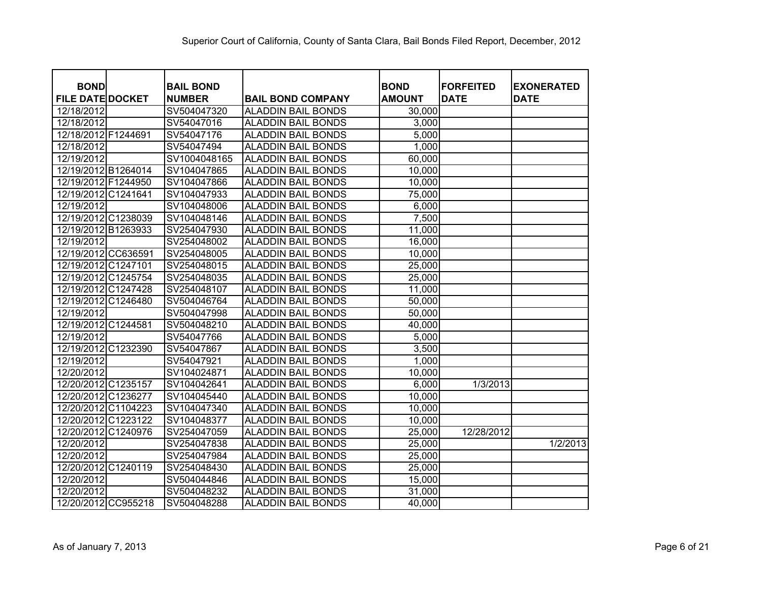Superior Court of California, County of Santa Clara, Bail Bonds Filed Report, December, 2012

| BOND FILE DATE | DOCKET | BAIL BOND NUMBER | BAIL BOND COMPANY | BOND AMOUNT | FORFEITED DATE | EXONERATED DATE |
|---|---|---|---|---|---|---|
| 12/18/2012 | | SV504047320 | ALADDIN BAIL BONDS | 30,000 | | |
| 12/18/2012 | | SV54047016 | ALADDIN BAIL BONDS | 3,000 | | |
| 12/18/2012 | F1244691 | SV54047176 | ALADDIN BAIL BONDS | 5,000 | | |
| 12/18/2012 | | SV54047494 | ALADDIN BAIL BONDS | 1,000 | | |
| 12/19/2012 | | SV1004048165 | ALADDIN BAIL BONDS | 60,000 | | |
| 12/19/2012 | B1264014 | SV104047865 | ALADDIN BAIL BONDS | 10,000 | | |
| 12/19/2012 | F1244950 | SV104047866 | ALADDIN BAIL BONDS | 10,000 | | |
| 12/19/2012 | C1241641 | SV104047933 | ALADDIN BAIL BONDS | 75,000 | | |
| 12/19/2012 | | SV104048006 | ALADDIN BAIL BONDS | 6,000 | | |
| 12/19/2012 | C1238039 | SV104048146 | ALADDIN BAIL BONDS | 7,500 | | |
| 12/19/2012 | B1263933 | SV254047930 | ALADDIN BAIL BONDS | 11,000 | | |
| 12/19/2012 | | SV254048002 | ALADDIN BAIL BONDS | 16,000 | | |
| 12/19/2012 | CC636591 | SV254048005 | ALADDIN BAIL BONDS | 10,000 | | |
| 12/19/2012 | C1247101 | SV254048015 | ALADDIN BAIL BONDS | 25,000 | | |
| 12/19/2012 | C1245754 | SV254048035 | ALADDIN BAIL BONDS | 25,000 | | |
| 12/19/2012 | C1247428 | SV254048107 | ALADDIN BAIL BONDS | 11,000 | | |
| 12/19/2012 | C1246480 | SV504046764 | ALADDIN BAIL BONDS | 50,000 | | |
| 12/19/2012 | | SV504047998 | ALADDIN BAIL BONDS | 50,000 | | |
| 12/19/2012 | C1244581 | SV504048210 | ALADDIN BAIL BONDS | 40,000 | | |
| 12/19/2012 | | SV54047766 | ALADDIN BAIL BONDS | 5,000 | | |
| 12/19/2012 | C1232390 | SV54047867 | ALADDIN BAIL BONDS | 3,500 | | |
| 12/19/2012 | | SV54047921 | ALADDIN BAIL BONDS | 1,000 | | |
| 12/20/2012 | | SV104024871 | ALADDIN BAIL BONDS | 10,000 | | |
| 12/20/2012 | C1235157 | SV104042641 | ALADDIN BAIL BONDS | 6,000 | 1/3/2013 | |
| 12/20/2012 | C1236277 | SV104045440 | ALADDIN BAIL BONDS | 10,000 | | |
| 12/20/2012 | C1104223 | SV104047340 | ALADDIN BAIL BONDS | 10,000 | | |
| 12/20/2012 | C1223122 | SV104048377 | ALADDIN BAIL BONDS | 10,000 | | |
| 12/20/2012 | C1240976 | SV254047059 | ALADDIN BAIL BONDS | 25,000 | 12/28/2012 | |
| 12/20/2012 | | SV254047838 | ALADDIN BAIL BONDS | 25,000 | | 1/2/2013 |
| 12/20/2012 | | SV254047984 | ALADDIN BAIL BONDS | 25,000 | | |
| 12/20/2012 | C1240119 | SV254048430 | ALADDIN BAIL BONDS | 25,000 | | |
| 12/20/2012 | | SV504044846 | ALADDIN BAIL BONDS | 15,000 | | |
| 12/20/2012 | | SV504048232 | ALADDIN BAIL BONDS | 31,000 | | |
| 12/20/2012 | CC955218 | SV504048288 | ALADDIN BAIL BONDS | 40,000 | | |

As of January 7, 2013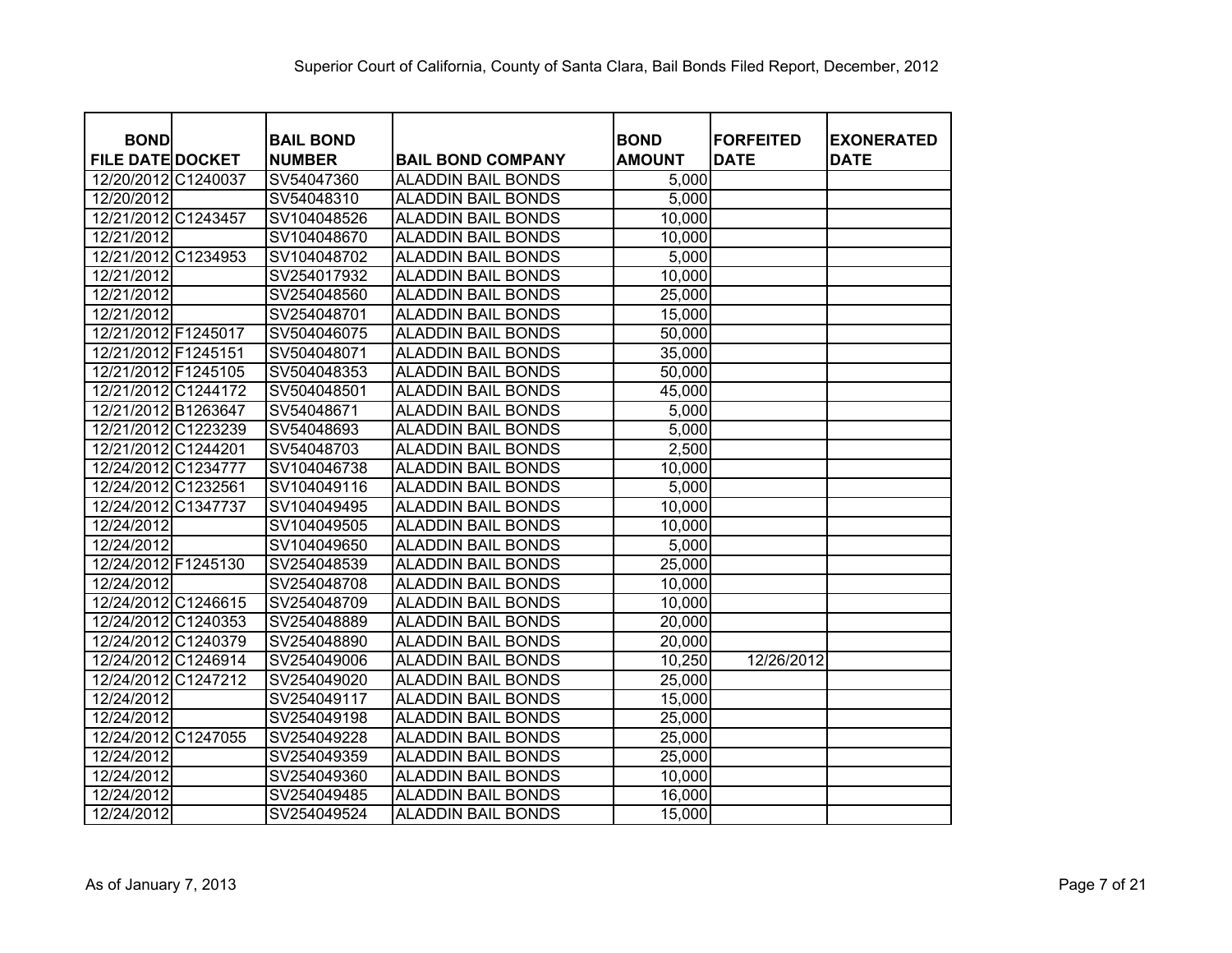Superior Court of California, County of Santa Clara, Bail Bonds Filed Report, December, 2012

| BOND FILE DATE | DOCKET | BAIL BOND NUMBER | BAIL BOND COMPANY | BOND AMOUNT | FORFEITED DATE | EXONERATED DATE |
|---|---|---|---|---|---|---|
| 12/20/2012 | C1240037 | SV54047360 | ALADDIN BAIL BONDS | 5,000 | | |
| 12/20/2012 | | SV54048310 | ALADDIN BAIL BONDS | 5,000 | | |
| 12/21/2012 | C1243457 | SV104048526 | ALADDIN BAIL BONDS | 10,000 | | |
| 12/21/2012 | | SV104048670 | ALADDIN BAIL BONDS | 10,000 | | |
| 12/21/2012 | C1234953 | SV104048702 | ALADDIN BAIL BONDS | 5,000 | | |
| 12/21/2012 | | SV254017932 | ALADDIN BAIL BONDS | 10,000 | | |
| 12/21/2012 | | SV254048560 | ALADDIN BAIL BONDS | 25,000 | | |
| 12/21/2012 | | SV254048701 | ALADDIN BAIL BONDS | 15,000 | | |
| 12/21/2012 | F1245017 | SV504046075 | ALADDIN BAIL BONDS | 50,000 | | |
| 12/21/2012 | F1245151 | SV504048071 | ALADDIN BAIL BONDS | 35,000 | | |
| 12/21/2012 | F1245105 | SV504048353 | ALADDIN BAIL BONDS | 50,000 | | |
| 12/21/2012 | C1244172 | SV504048501 | ALADDIN BAIL BONDS | 45,000 | | |
| 12/21/2012 | B1263647 | SV54048671 | ALADDIN BAIL BONDS | 5,000 | | |
| 12/21/2012 | C1223239 | SV54048693 | ALADDIN BAIL BONDS | 5,000 | | |
| 12/21/2012 | C1244201 | SV54048703 | ALADDIN BAIL BONDS | 2,500 | | |
| 12/24/2012 | C1234777 | SV104046738 | ALADDIN BAIL BONDS | 10,000 | | |
| 12/24/2012 | C1232561 | SV104049116 | ALADDIN BAIL BONDS | 5,000 | | |
| 12/24/2012 | C1347737 | SV104049495 | ALADDIN BAIL BONDS | 10,000 | | |
| 12/24/2012 | | SV104049505 | ALADDIN BAIL BONDS | 10,000 | | |
| 12/24/2012 | | SV104049650 | ALADDIN BAIL BONDS | 5,000 | | |
| 12/24/2012 | F1245130 | SV254048539 | ALADDIN BAIL BONDS | 25,000 | | |
| 12/24/2012 | | SV254048708 | ALADDIN BAIL BONDS | 10,000 | | |
| 12/24/2012 | C1246615 | SV254048709 | ALADDIN BAIL BONDS | 10,000 | | |
| 12/24/2012 | C1240353 | SV254048889 | ALADDIN BAIL BONDS | 20,000 | | |
| 12/24/2012 | C1240379 | SV254048890 | ALADDIN BAIL BONDS | 20,000 | | |
| 12/24/2012 | C1246914 | SV254049006 | ALADDIN BAIL BONDS | 10,250 | 12/26/2012 | |
| 12/24/2012 | C1247212 | SV254049020 | ALADDIN BAIL BONDS | 25,000 | | |
| 12/24/2012 | | SV254049117 | ALADDIN BAIL BONDS | 15,000 | | |
| 12/24/2012 | | SV254049198 | ALADDIN BAIL BONDS | 25,000 | | |
| 12/24/2012 | C1247055 | SV254049228 | ALADDIN BAIL BONDS | 25,000 | | |
| 12/24/2012 | | SV254049359 | ALADDIN BAIL BONDS | 25,000 | | |
| 12/24/2012 | | SV254049360 | ALADDIN BAIL BONDS | 10,000 | | |
| 12/24/2012 | | SV254049485 | ALADDIN BAIL BONDS | 16,000 | | |
| 12/24/2012 | | SV254049524 | ALADDIN BAIL BONDS | 15,000 | | |

As of January 7, 2013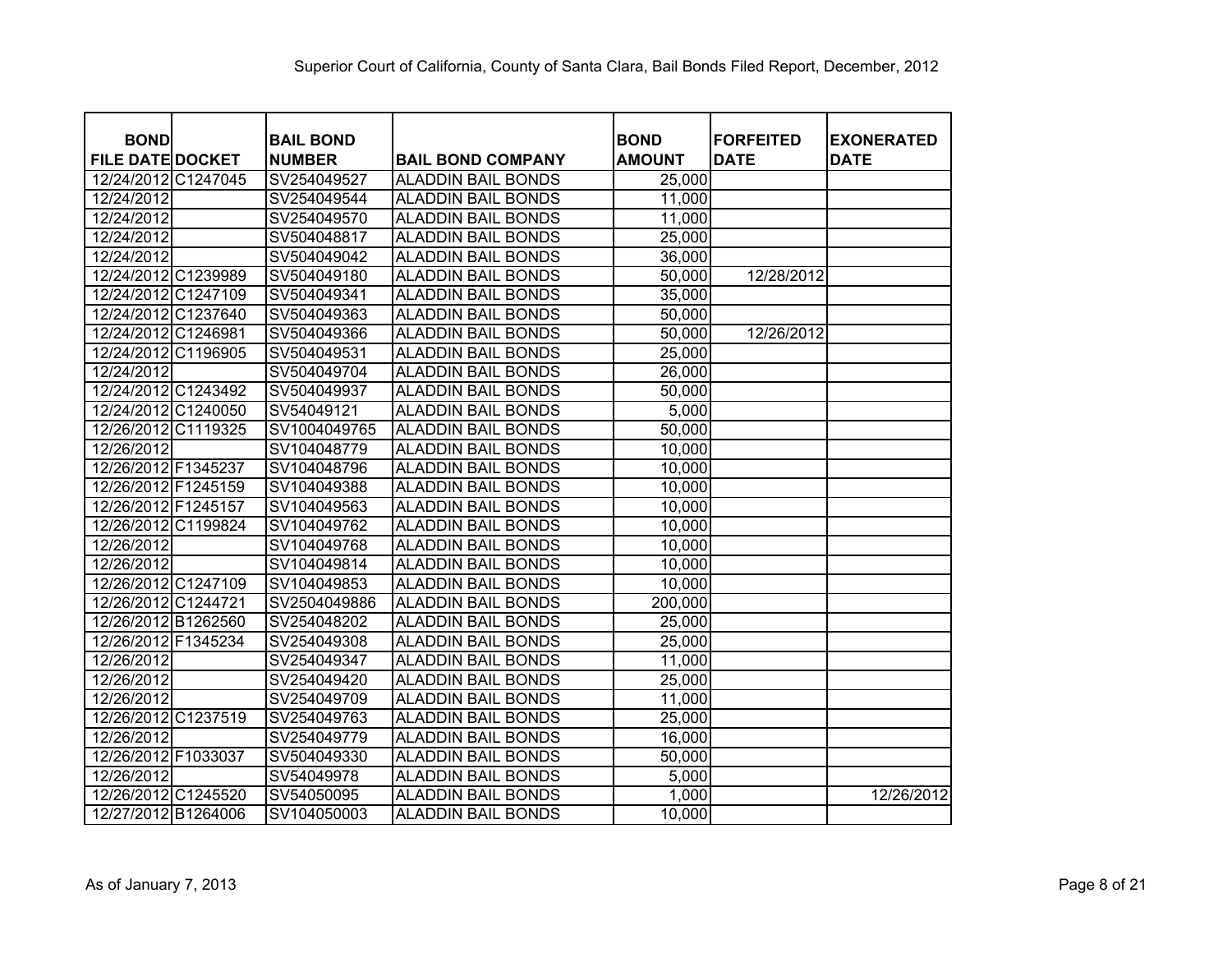Superior Court of California, County of Santa Clara, Bail Bonds Filed Report, December, 2012

| BOND FILE DATE | DOCKET | BAIL BOND NUMBER | BAIL BOND COMPANY | BOND AMOUNT | FORFEITED DATE | EXONERATED DATE |
|---|---|---|---|---|---|---|
| 12/24/2012 | C1247045 | SV254049527 | ALADDIN BAIL BONDS | 25,000 | | |
| 12/24/2012 | | SV254049544 | ALADDIN BAIL BONDS | 11,000 | | |
| 12/24/2012 | | SV254049570 | ALADDIN BAIL BONDS | 11,000 | | |
| 12/24/2012 | | SV504048817 | ALADDIN BAIL BONDS | 25,000 | | |
| 12/24/2012 | | SV504049042 | ALADDIN BAIL BONDS | 36,000 | | |
| 12/24/2012 | C1239989 | SV504049180 | ALADDIN BAIL BONDS | 50,000 | 12/28/2012 | |
| 12/24/2012 | C1247109 | SV504049341 | ALADDIN BAIL BONDS | 35,000 | | |
| 12/24/2012 | C1237640 | SV504049363 | ALADDIN BAIL BONDS | 50,000 | | |
| 12/24/2012 | C1246981 | SV504049366 | ALADDIN BAIL BONDS | 50,000 | 12/26/2012 | |
| 12/24/2012 | C1196905 | SV504049531 | ALADDIN BAIL BONDS | 25,000 | | |
| 12/24/2012 | | SV504049704 | ALADDIN BAIL BONDS | 26,000 | | |
| 12/24/2012 | C1243492 | SV504049937 | ALADDIN BAIL BONDS | 50,000 | | |
| 12/24/2012 | C1240050 | SV54049121 | ALADDIN BAIL BONDS | 5,000 | | |
| 12/26/2012 | C1119325 | SV1004049765 | ALADDIN BAIL BONDS | 50,000 | | |
| 12/26/2012 | | SV104048779 | ALADDIN BAIL BONDS | 10,000 | | |
| 12/26/2012 | F1345237 | SV104048796 | ALADDIN BAIL BONDS | 10,000 | | |
| 12/26/2012 | F1245159 | SV104049388 | ALADDIN BAIL BONDS | 10,000 | | |
| 12/26/2012 | F1245157 | SV104049563 | ALADDIN BAIL BONDS | 10,000 | | |
| 12/26/2012 | C1199824 | SV104049762 | ALADDIN BAIL BONDS | 10,000 | | |
| 12/26/2012 | | SV104049768 | ALADDIN BAIL BONDS | 10,000 | | |
| 12/26/2012 | | SV104049814 | ALADDIN BAIL BONDS | 10,000 | | |
| 12/26/2012 | C1247109 | SV104049853 | ALADDIN BAIL BONDS | 10,000 | | |
| 12/26/2012 | C1244721 | SV2504049886 | ALADDIN BAIL BONDS | 200,000 | | |
| 12/26/2012 | B1262560 | SV254048202 | ALADDIN BAIL BONDS | 25,000 | | |
| 12/26/2012 | F1345234 | SV254049308 | ALADDIN BAIL BONDS | 25,000 | | |
| 12/26/2012 | | SV254049347 | ALADDIN BAIL BONDS | 11,000 | | |
| 12/26/2012 | | SV254049420 | ALADDIN BAIL BONDS | 25,000 | | |
| 12/26/2012 | | SV254049709 | ALADDIN BAIL BONDS | 11,000 | | |
| 12/26/2012 | C1237519 | SV254049763 | ALADDIN BAIL BONDS | 25,000 | | |
| 12/26/2012 | | SV254049779 | ALADDIN BAIL BONDS | 16,000 | | |
| 12/26/2012 | F1033037 | SV504049330 | ALADDIN BAIL BONDS | 50,000 | | |
| 12/26/2012 | | SV54049978 | ALADDIN BAIL BONDS | 5,000 | | |
| 12/26/2012 | C1245520 | SV54050095 | ALADDIN BAIL BONDS | 1,000 | | 12/26/2012 |
| 12/27/2012 | B1264006 | SV104050003 | ALADDIN BAIL BONDS | 10,000 | | |

As of January 7, 2013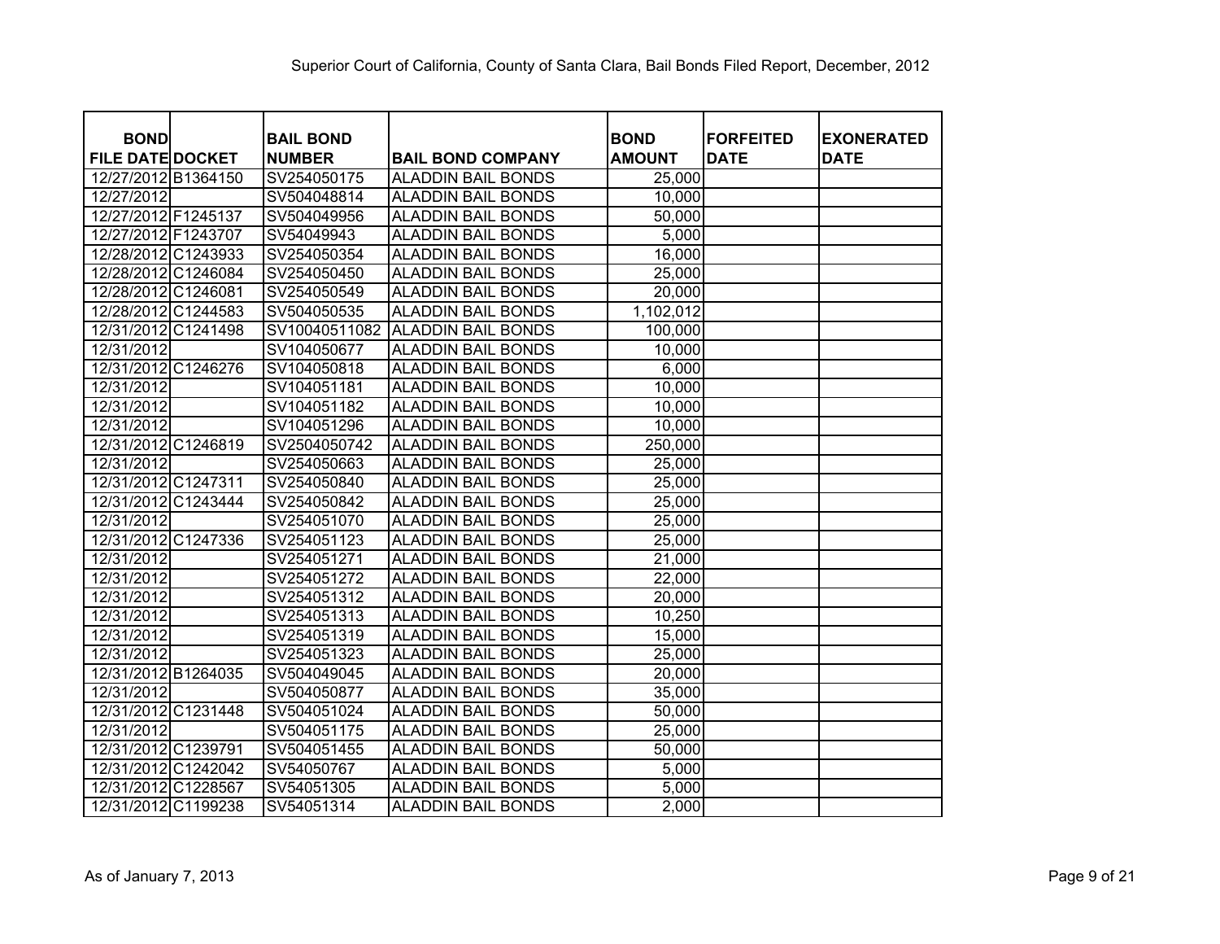Superior Court of California, County of Santa Clara, Bail Bonds Filed Report, December, 2012

| BOND FILE DATE | DOCKET | BAIL BOND NUMBER | BAIL BOND COMPANY | BOND AMOUNT | FORFEITED DATE | EXONERATED DATE |
|---|---|---|---|---|---|---|
| 12/27/2012 | B1364150 | SV254050175 | ALADDIN BAIL BONDS | 25,000 | | |
| 12/27/2012 | | SV504048814 | ALADDIN BAIL BONDS | 10,000 | | |
| 12/27/2012 | F1245137 | SV504049956 | ALADDIN BAIL BONDS | 50,000 | | |
| 12/27/2012 | F1243707 | SV54049943 | ALADDIN BAIL BONDS | 5,000 | | |
| 12/28/2012 | C1243933 | SV254050354 | ALADDIN BAIL BONDS | 16,000 | | |
| 12/28/2012 | C1246084 | SV254050450 | ALADDIN BAIL BONDS | 25,000 | | |
| 12/28/2012 | C1246081 | SV254050549 | ALADDIN BAIL BONDS | 20,000 | | |
| 12/28/2012 | C1244583 | SV504050535 | ALADDIN BAIL BONDS | 1,102,012 | | |
| 12/31/2012 | C1241498 | SV10040511082 | ALADDIN BAIL BONDS | 100,000 | | |
| 12/31/2012 | | SV104050677 | ALADDIN BAIL BONDS | 10,000 | | |
| 12/31/2012 | C1246276 | SV104050818 | ALADDIN BAIL BONDS | 6,000 | | |
| 12/31/2012 | | SV104051181 | ALADDIN BAIL BONDS | 10,000 | | |
| 12/31/2012 | | SV104051182 | ALADDIN BAIL BONDS | 10,000 | | |
| 12/31/2012 | | SV104051296 | ALADDIN BAIL BONDS | 10,000 | | |
| 12/31/2012 | C1246819 | SV2504050742 | ALADDIN BAIL BONDS | 250,000 | | |
| 12/31/2012 | | SV254050663 | ALADDIN BAIL BONDS | 25,000 | | |
| 12/31/2012 | C1247311 | SV254050840 | ALADDIN BAIL BONDS | 25,000 | | |
| 12/31/2012 | C1243444 | SV254050842 | ALADDIN BAIL BONDS | 25,000 | | |
| 12/31/2012 | | SV254051070 | ALADDIN BAIL BONDS | 25,000 | | |
| 12/31/2012 | C1247336 | SV254051123 | ALADDIN BAIL BONDS | 25,000 | | |
| 12/31/2012 | | SV254051271 | ALADDIN BAIL BONDS | 21,000 | | |
| 12/31/2012 | | SV254051272 | ALADDIN BAIL BONDS | 22,000 | | |
| 12/31/2012 | | SV254051312 | ALADDIN BAIL BONDS | 20,000 | | |
| 12/31/2012 | | SV254051313 | ALADDIN BAIL BONDS | 10,250 | | |
| 12/31/2012 | | SV254051319 | ALADDIN BAIL BONDS | 15,000 | | |
| 12/31/2012 | | SV254051323 | ALADDIN BAIL BONDS | 25,000 | | |
| 12/31/2012 | B1264035 | SV504049045 | ALADDIN BAIL BONDS | 20,000 | | |
| 12/31/2012 | | SV504050877 | ALADDIN BAIL BONDS | 35,000 | | |
| 12/31/2012 | C1231448 | SV504051024 | ALADDIN BAIL BONDS | 50,000 | | |
| 12/31/2012 | | SV504051175 | ALADDIN BAIL BONDS | 25,000 | | |
| 12/31/2012 | C1239791 | SV504051455 | ALADDIN BAIL BONDS | 50,000 | | |
| 12/31/2012 | C1242042 | SV54050767 | ALADDIN BAIL BONDS | 5,000 | | |
| 12/31/2012 | C1228567 | SV54051305 | ALADDIN BAIL BONDS | 5,000 | | |
| 12/31/2012 | C1199238 | SV54051314 | ALADDIN BAIL BONDS | 2,000 | | |

As of January 7, 2013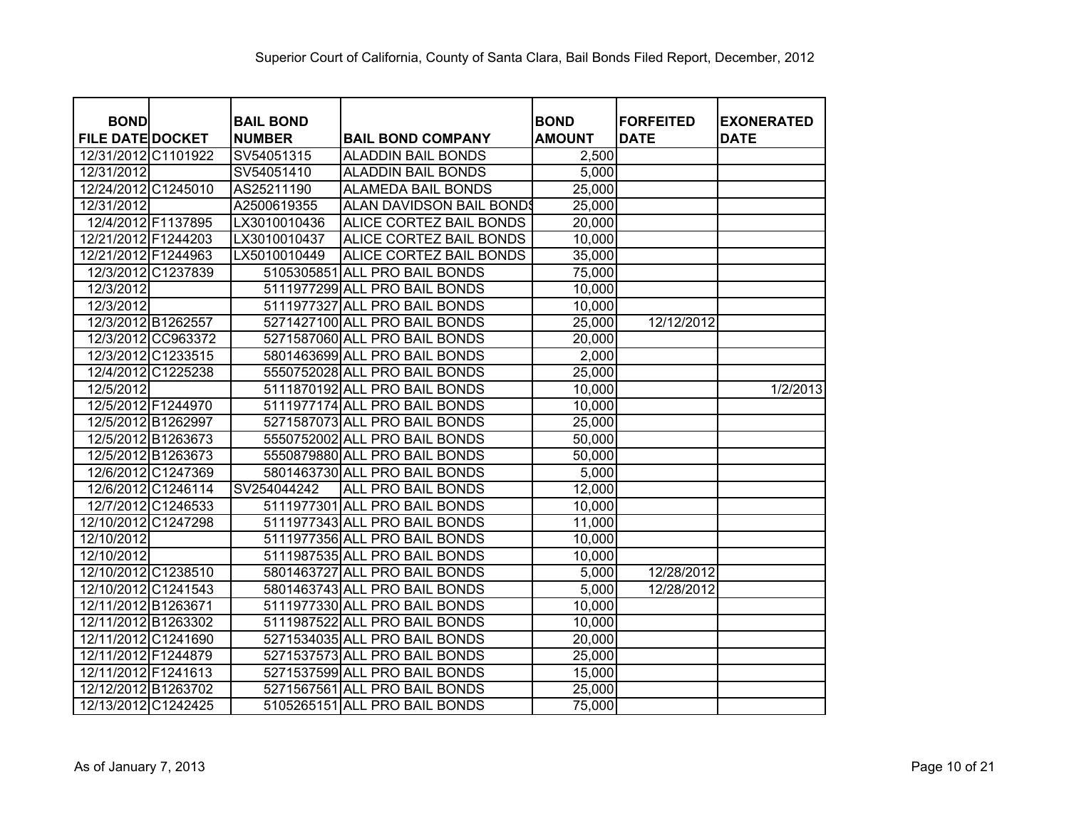Superior Court of California, County of Santa Clara, Bail Bonds Filed Report, December, 2012

| BOND FILE DATE | DOCKET | BAIL BOND NUMBER | BAIL BOND COMPANY | BOND AMOUNT | FORFEITED DATE | EXONERATED DATE |
|---|---|---|---|---|---|---|
| 12/31/2012 | C1101922 | SV54051315 | ALADDIN BAIL BONDS | 2,500 | | |
| 12/31/2012 | | SV54051410 | ALADDIN BAIL BONDS | 5,000 | | |
| 12/24/2012 | C1245010 | AS25211190 | ALAMEDA BAIL BONDS | 25,000 | | |
| 12/31/2012 | | A2500619355 | ALAN DAVIDSON BAIL BONDS | 25,000 | | |
| 12/4/2012 | F1137895 | LX3010010436 | ALICE CORTEZ BAIL BONDS | 20,000 | | |
| 12/21/2012 | F1244203 | LX3010010437 | ALICE CORTEZ BAIL BONDS | 10,000 | | |
| 12/21/2012 | F1244963 | LX5010010449 | ALICE CORTEZ BAIL BONDS | 35,000 | | |
| 12/3/2012 | C1237839 | 5105305851 | ALL PRO BAIL BONDS | 75,000 | | |
| 12/3/2012 | | 5111977299 | ALL PRO BAIL BONDS | 10,000 | | |
| 12/3/2012 | | 5111977327 | ALL PRO BAIL BONDS | 10,000 | | |
| 12/3/2012 | B1262557 | 5271427100 | ALL PRO BAIL BONDS | 25,000 | 12/12/2012 | |
| 12/3/2012 | CC963372 | 5271587060 | ALL PRO BAIL BONDS | 20,000 | | |
| 12/3/2012 | C1233515 | 5801463699 | ALL PRO BAIL BONDS | 2,000 | | |
| 12/4/2012 | C1225238 | 5550752028 | ALL PRO BAIL BONDS | 25,000 | | |
| 12/5/2012 | | 5111870192 | ALL PRO BAIL BONDS | 10,000 | | 1/2/2013 |
| 12/5/2012 | F1244970 | 5111977174 | ALL PRO BAIL BONDS | 10,000 | | |
| 12/5/2012 | B1262997 | 5271587073 | ALL PRO BAIL BONDS | 25,000 | | |
| 12/5/2012 | B1263673 | 5550752002 | ALL PRO BAIL BONDS | 50,000 | | |
| 12/5/2012 | B1263673 | 5550879880 | ALL PRO BAIL BONDS | 50,000 | | |
| 12/6/2012 | C1247369 | 5801463730 | ALL PRO BAIL BONDS | 5,000 | | |
| 12/6/2012 | C1246114 | SV254044242 | ALL PRO BAIL BONDS | 12,000 | | |
| 12/7/2012 | C1246533 | 5111977301 | ALL PRO BAIL BONDS | 10,000 | | |
| 12/10/2012 | C1247298 | 5111977343 | ALL PRO BAIL BONDS | 11,000 | | |
| 12/10/2012 | | 5111977356 | ALL PRO BAIL BONDS | 10,000 | | |
| 12/10/2012 | | 5111987535 | ALL PRO BAIL BONDS | 10,000 | | |
| 12/10/2012 | C1238510 | 5801463727 | ALL PRO BAIL BONDS | 5,000 | 12/28/2012 | |
| 12/10/2012 | C1241543 | 5801463743 | ALL PRO BAIL BONDS | 5,000 | 12/28/2012 | |
| 12/11/2012 | B1263671 | 5111977330 | ALL PRO BAIL BONDS | 10,000 | | |
| 12/11/2012 | B1263302 | 5111987522 | ALL PRO BAIL BONDS | 10,000 | | |
| 12/11/2012 | C1241690 | 5271534035 | ALL PRO BAIL BONDS | 20,000 | | |
| 12/11/2012 | F1244879 | 5271537573 | ALL PRO BAIL BONDS | 25,000 | | |
| 12/11/2012 | F1241613 | 5271537599 | ALL PRO BAIL BONDS | 15,000 | | |
| 12/12/2012 | B1263702 | 5271567561 | ALL PRO BAIL BONDS | 25,000 | | |
| 12/13/2012 | C1242425 | 5105265151 | ALL PRO BAIL BONDS | 75,000 | | |

As of January 7, 2013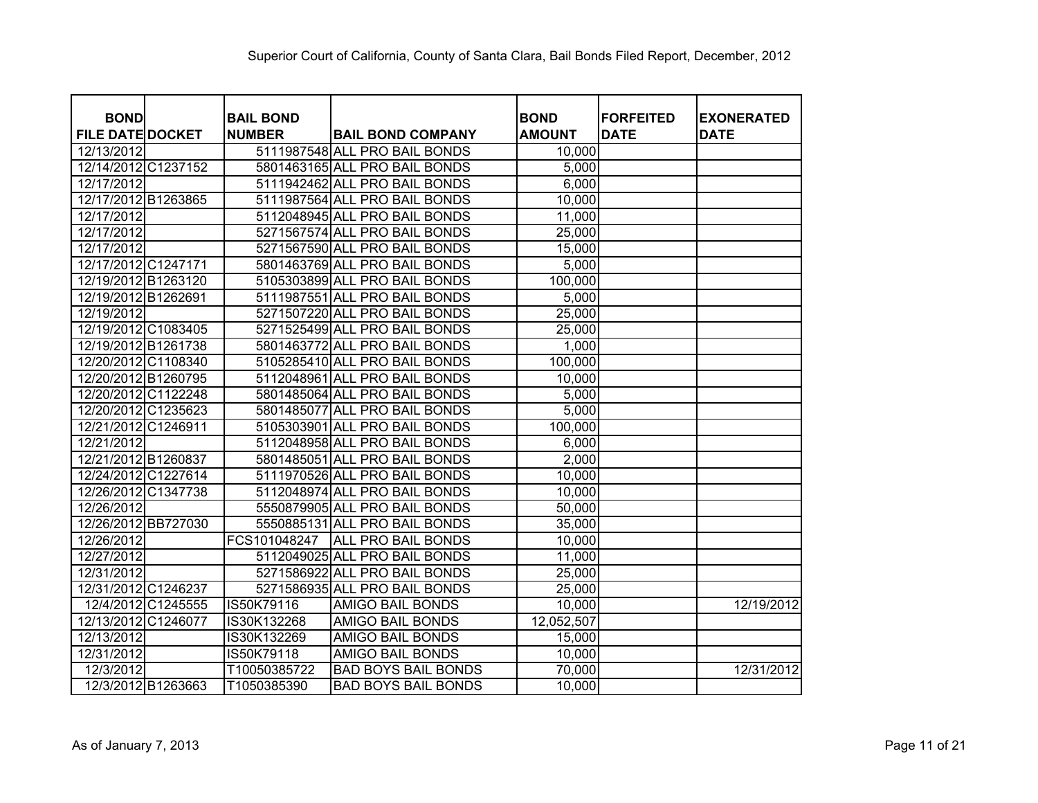Superior Court of California, County of Santa Clara, Bail Bonds Filed Report, December, 2012

| BOND FILE DATE | DOCKET | BAIL BOND NUMBER | BAIL BOND COMPANY | BOND AMOUNT | FORFEITED DATE | EXONERATED DATE |
|---|---|---|---|---|---|---|
| 12/13/2012 | | 5111987548 | ALL PRO BAIL BONDS | 10,000 | | |
| 12/14/2012 | C1237152 | 5801463165 | ALL PRO BAIL BONDS | 5,000 | | |
| 12/17/2012 | | 5111942462 | ALL PRO BAIL BONDS | 6,000 | | |
| 12/17/2012 | B1263865 | 5111987564 | ALL PRO BAIL BONDS | 10,000 | | |
| 12/17/2012 | | 5112048945 | ALL PRO BAIL BONDS | 11,000 | | |
| 12/17/2012 | | 5271567574 | ALL PRO BAIL BONDS | 25,000 | | |
| 12/17/2012 | | 5271567590 | ALL PRO BAIL BONDS | 15,000 | | |
| 12/17/2012 | C1247171 | 5801463769 | ALL PRO BAIL BONDS | 5,000 | | |
| 12/19/2012 | B1263120 | 5105303899 | ALL PRO BAIL BONDS | 100,000 | | |
| 12/19/2012 | B1262691 | 5111987551 | ALL PRO BAIL BONDS | 5,000 | | |
| 12/19/2012 | | 5271507220 | ALL PRO BAIL BONDS | 25,000 | | |
| 12/19/2012 | C1083405 | 5271525499 | ALL PRO BAIL BONDS | 25,000 | | |
| 12/19/2012 | B1261738 | 5801463772 | ALL PRO BAIL BONDS | 1,000 | | |
| 12/20/2012 | C1108340 | 5105285410 | ALL PRO BAIL BONDS | 100,000 | | |
| 12/20/2012 | B1260795 | 5112048961 | ALL PRO BAIL BONDS | 10,000 | | |
| 12/20/2012 | C1122248 | 5801485064 | ALL PRO BAIL BONDS | 5,000 | | |
| 12/20/2012 | C1235623 | 5801485077 | ALL PRO BAIL BONDS | 5,000 | | |
| 12/21/2012 | C1246911 | 5105303901 | ALL PRO BAIL BONDS | 100,000 | | |
| 12/21/2012 | | 5112048958 | ALL PRO BAIL BONDS | 6,000 | | |
| 12/21/2012 | B1260837 | 5801485051 | ALL PRO BAIL BONDS | 2,000 | | |
| 12/24/2012 | C1227614 | 5111970526 | ALL PRO BAIL BONDS | 10,000 | | |
| 12/26/2012 | C1347738 | 5112048974 | ALL PRO BAIL BONDS | 10,000 | | |
| 12/26/2012 | | 5550879905 | ALL PRO BAIL BONDS | 50,000 | | |
| 12/26/2012 | BB727030 | 5550885131 | ALL PRO BAIL BONDS | 35,000 | | |
| 12/26/2012 | | FCS101048247 | ALL PRO BAIL BONDS | 10,000 | | |
| 12/27/2012 | | 5112049025 | ALL PRO BAIL BONDS | 11,000 | | |
| 12/31/2012 | | 5271586922 | ALL PRO BAIL BONDS | 25,000 | | |
| 12/31/2012 | C1246237 | 5271586935 | ALL PRO BAIL BONDS | 25,000 | | |
| 12/4/2012 | C1245555 | IS50K79116 | AMIGO BAIL BONDS | 10,000 | | 12/19/2012 |
| 12/13/2012 | C1246077 | IS30K132268 | AMIGO BAIL BONDS | 12,052,507 | | |
| 12/13/2012 | | IS30K132269 | AMIGO BAIL BONDS | 15,000 | | |
| 12/31/2012 | | IS50K79118 | AMIGO BAIL BONDS | 10,000 | | |
| 12/3/2012 | | T10050385722 | BAD BOYS BAIL BONDS | 70,000 | | 12/31/2012 |
| 12/3/2012 | B1263663 | T1050385390 | BAD BOYS BAIL BONDS | 10,000 | | |

As of January 7, 2013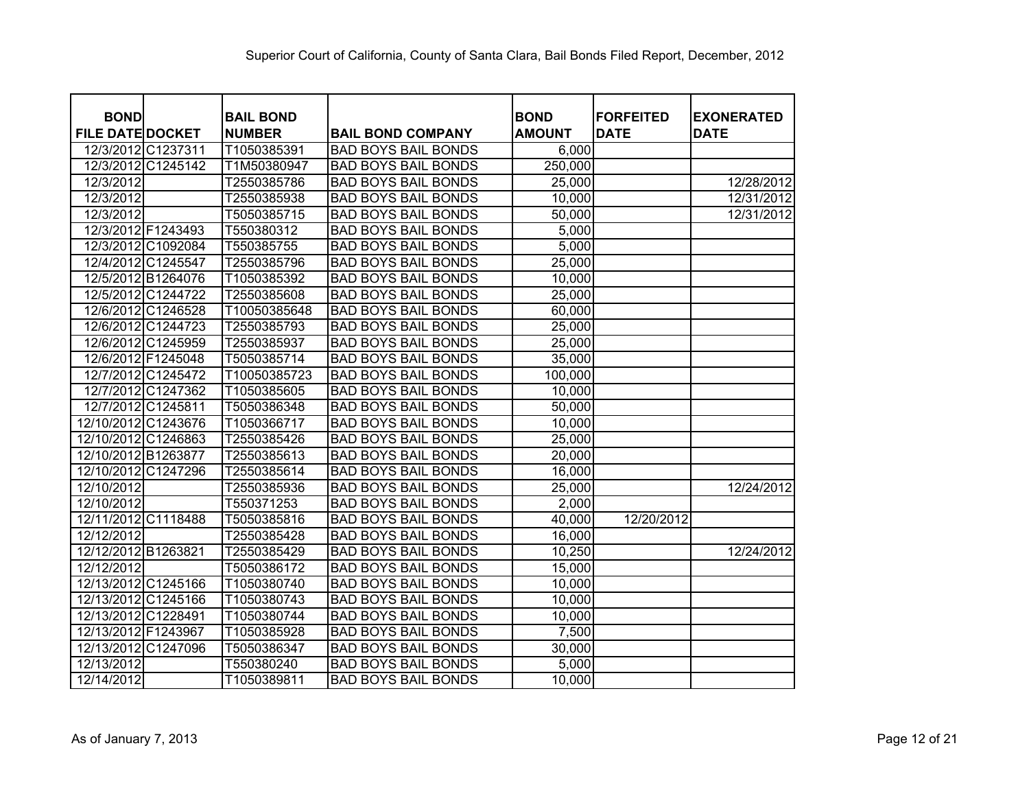Superior Court of California, County of Santa Clara, Bail Bonds Filed Report, December, 2012

| BOND FILE DATE | DOCKET | BAIL BOND NUMBER | BAIL BOND COMPANY | BOND AMOUNT | FORFEITED DATE | EXONERATED DATE |
|---|---|---|---|---|---|---|
| 12/3/2012 | C1237311 | T1050385391 | BAD BOYS BAIL BONDS | 6,000 | | |
| 12/3/2012 | C1245142 | T1M50380947 | BAD BOYS BAIL BONDS | 250,000 | | |
| 12/3/2012 | | T2550385786 | BAD BOYS BAIL BONDS | 25,000 | | 12/28/2012 |
| 12/3/2012 | | T2550385938 | BAD BOYS BAIL BONDS | 10,000 | | 12/31/2012 |
| 12/3/2012 | | T5050385715 | BAD BOYS BAIL BONDS | 50,000 | | 12/31/2012 |
| 12/3/2012 | F1243493 | T550380312 | BAD BOYS BAIL BONDS | 5,000 | | |
| 12/3/2012 | C1092084 | T550385755 | BAD BOYS BAIL BONDS | 5,000 | | |
| 12/4/2012 | C1245547 | T2550385796 | BAD BOYS BAIL BONDS | 25,000 | | |
| 12/5/2012 | B1264076 | T1050385392 | BAD BOYS BAIL BONDS | 10,000 | | |
| 12/5/2012 | C1244722 | T2550385608 | BAD BOYS BAIL BONDS | 25,000 | | |
| 12/6/2012 | C1246528 | T10050385648 | BAD BOYS BAIL BONDS | 60,000 | | |
| 12/6/2012 | C1244723 | T2550385793 | BAD BOYS BAIL BONDS | 25,000 | | |
| 12/6/2012 | C1245959 | T2550385937 | BAD BOYS BAIL BONDS | 25,000 | | |
| 12/6/2012 | F1245048 | T5050385714 | BAD BOYS BAIL BONDS | 35,000 | | |
| 12/7/2012 | C1245472 | T10050385723 | BAD BOYS BAIL BONDS | 100,000 | | |
| 12/7/2012 | C1247362 | T1050385605 | BAD BOYS BAIL BONDS | 10,000 | | |
| 12/7/2012 | C1245811 | T5050386348 | BAD BOYS BAIL BONDS | 50,000 | | |
| 12/10/2012 | C1243676 | T1050366717 | BAD BOYS BAIL BONDS | 10,000 | | |
| 12/10/2012 | C1246863 | T2550385426 | BAD BOYS BAIL BONDS | 25,000 | | |
| 12/10/2012 | B1263877 | T2550385613 | BAD BOYS BAIL BONDS | 20,000 | | |
| 12/10/2012 | C1247296 | T2550385614 | BAD BOYS BAIL BONDS | 16,000 | | |
| 12/10/2012 | | T2550385936 | BAD BOYS BAIL BONDS | 25,000 | | 12/24/2012 |
| 12/10/2012 | | T550371253 | BAD BOYS BAIL BONDS | 2,000 | | |
| 12/11/2012 | C1118488 | T5050385816 | BAD BOYS BAIL BONDS | 40,000 | 12/20/2012 | |
| 12/12/2012 | | T2550385428 | BAD BOYS BAIL BONDS | 16,000 | | |
| 12/12/2012 | B1263821 | T2550385429 | BAD BOYS BAIL BONDS | 10,250 | | 12/24/2012 |
| 12/12/2012 | | T5050386172 | BAD BOYS BAIL BONDS | 15,000 | | |
| 12/13/2012 | C1245166 | T1050380740 | BAD BOYS BAIL BONDS | 10,000 | | |
| 12/13/2012 | C1245166 | T1050380743 | BAD BOYS BAIL BONDS | 10,000 | | |
| 12/13/2012 | C1228491 | T1050380744 | BAD BOYS BAIL BONDS | 10,000 | | |
| 12/13/2012 | F1243967 | T1050385928 | BAD BOYS BAIL BONDS | 7,500 | | |
| 12/13/2012 | C1247096 | T5050386347 | BAD BOYS BAIL BONDS | 30,000 | | |
| 12/13/2012 | | T550380240 | BAD BOYS BAIL BONDS | 5,000 | | |
| 12/14/2012 | | T1050389811 | BAD BOYS BAIL BONDS | 10,000 | | |

As of January 7, 2013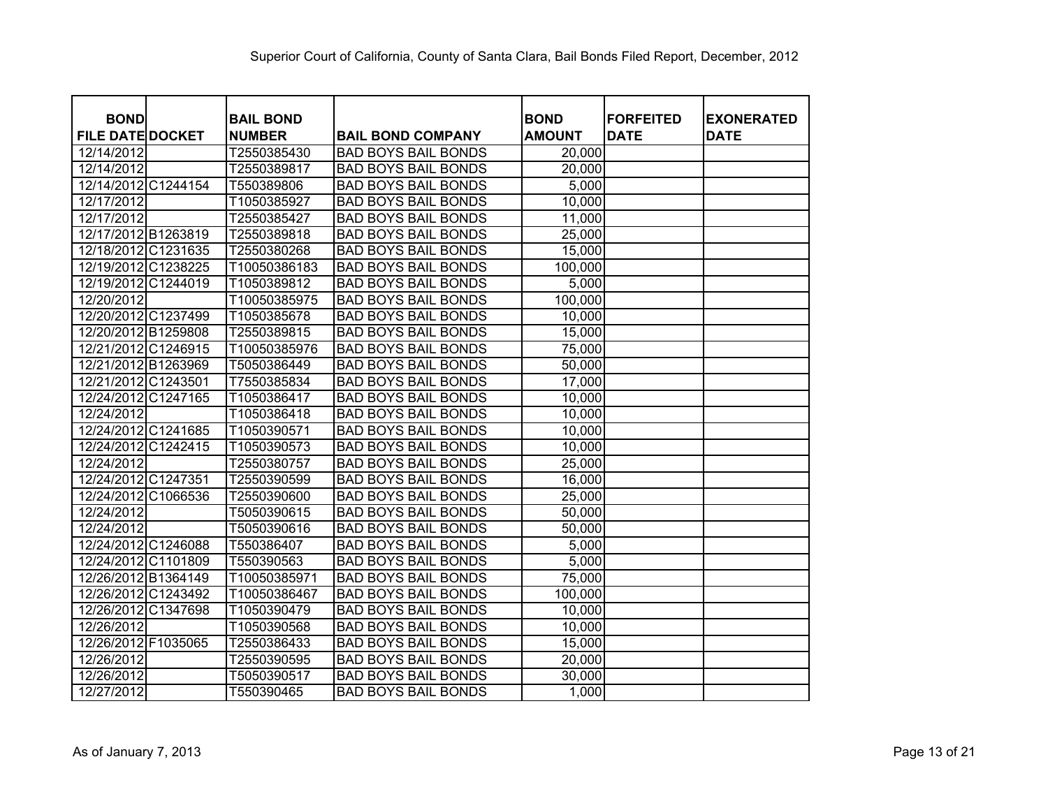Superior Court of California, County of Santa Clara, Bail Bonds Filed Report, December, 2012

| BOND FILE DATE | DOCKET | BAIL BOND NUMBER | BAIL BOND COMPANY | BOND AMOUNT | FORFEITED DATE | EXONERATED DATE |
|---|---|---|---|---|---|---|
| 12/14/2012 | | T2550385430 | BAD BOYS BAIL BONDS | 20,000 | | |
| 12/14/2012 | | T2550389817 | BAD BOYS BAIL BONDS | 20,000 | | |
| 12/14/2012 | C1244154 | T550389806 | BAD BOYS BAIL BONDS | 5,000 | | |
| 12/17/2012 | | T1050385927 | BAD BOYS BAIL BONDS | 10,000 | | |
| 12/17/2012 | | T2550385427 | BAD BOYS BAIL BONDS | 11,000 | | |
| 12/17/2012 | B1263819 | T2550389818 | BAD BOYS BAIL BONDS | 25,000 | | |
| 12/18/2012 | C1231635 | T2550380268 | BAD BOYS BAIL BONDS | 15,000 | | |
| 12/19/2012 | C1238225 | T10050386183 | BAD BOYS BAIL BONDS | 100,000 | | |
| 12/19/2012 | C1244019 | T1050389812 | BAD BOYS BAIL BONDS | 5,000 | | |
| 12/20/2012 | | T10050385975 | BAD BOYS BAIL BONDS | 100,000 | | |
| 12/20/2012 | C1237499 | T1050385678 | BAD BOYS BAIL BONDS | 10,000 | | |
| 12/20/2012 | B1259808 | T2550389815 | BAD BOYS BAIL BONDS | 15,000 | | |
| 12/21/2012 | C1246915 | T10050385976 | BAD BOYS BAIL BONDS | 75,000 | | |
| 12/21/2012 | B1263969 | T5050386449 | BAD BOYS BAIL BONDS | 50,000 | | |
| 12/21/2012 | C1243501 | T7550385834 | BAD BOYS BAIL BONDS | 17,000 | | |
| 12/24/2012 | C1247165 | T1050386417 | BAD BOYS BAIL BONDS | 10,000 | | |
| 12/24/2012 | | T1050386418 | BAD BOYS BAIL BONDS | 10,000 | | |
| 12/24/2012 | C1241685 | T1050390571 | BAD BOYS BAIL BONDS | 10,000 | | |
| 12/24/2012 | C1242415 | T1050390573 | BAD BOYS BAIL BONDS | 10,000 | | |
| 12/24/2012 | | T2550380757 | BAD BOYS BAIL BONDS | 25,000 | | |
| 12/24/2012 | C1247351 | T2550390599 | BAD BOYS BAIL BONDS | 16,000 | | |
| 12/24/2012 | C1066536 | T2550390600 | BAD BOYS BAIL BONDS | 25,000 | | |
| 12/24/2012 | | T5050390615 | BAD BOYS BAIL BONDS | 50,000 | | |
| 12/24/2012 | | T5050390616 | BAD BOYS BAIL BONDS | 50,000 | | |
| 12/24/2012 | C1246088 | T550386407 | BAD BOYS BAIL BONDS | 5,000 | | |
| 12/24/2012 | C1101809 | T550390563 | BAD BOYS BAIL BONDS | 5,000 | | |
| 12/26/2012 | B1364149 | T10050385971 | BAD BOYS BAIL BONDS | 75,000 | | |
| 12/26/2012 | C1243492 | T10050386467 | BAD BOYS BAIL BONDS | 100,000 | | |
| 12/26/2012 | C1347698 | T1050390479 | BAD BOYS BAIL BONDS | 10,000 | | |
| 12/26/2012 | | T1050390568 | BAD BOYS BAIL BONDS | 10,000 | | |
| 12/26/2012 | F1035065 | T2550386433 | BAD BOYS BAIL BONDS | 15,000 | | |
| 12/26/2012 | | T2550390595 | BAD BOYS BAIL BONDS | 20,000 | | |
| 12/26/2012 | | T5050390517 | BAD BOYS BAIL BONDS | 30,000 | | |
| 12/27/2012 | | T550390465 | BAD BOYS BAIL BONDS | 1,000 | | |

As of January 7, 2013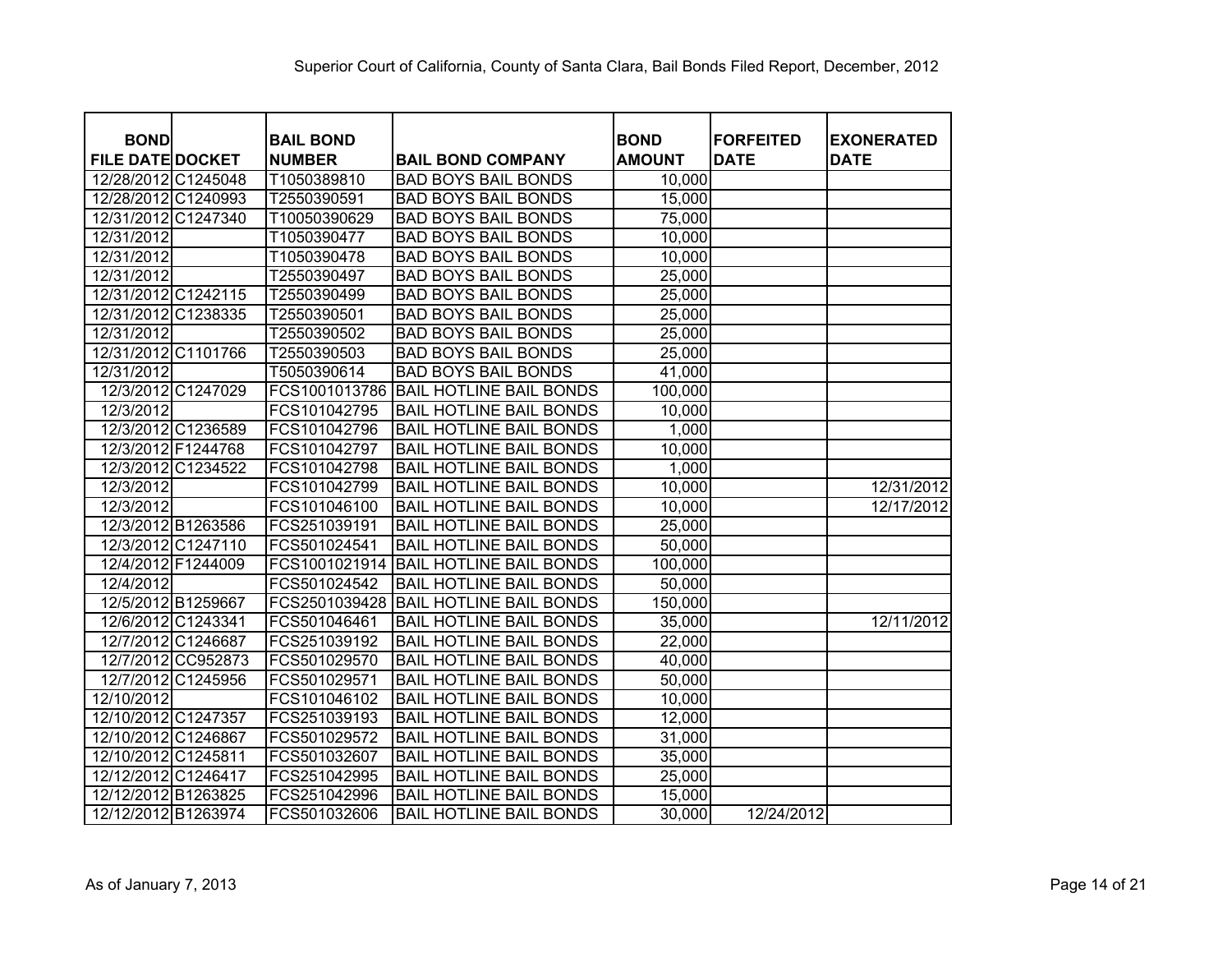Superior Court of California, County of Santa Clara, Bail Bonds Filed Report, December, 2012

| BOND FILE DATE | DOCKET | BAIL BOND NUMBER | BAIL BOND COMPANY | BOND AMOUNT | FORFEITED DATE | EXONERATED DATE |
|---|---|---|---|---|---|---|
| 12/28/2012 | C1245048 | T1050389810 | BAD BOYS BAIL BONDS | 10,000 | | |
| 12/28/2012 | C1240993 | T2550390591 | BAD BOYS BAIL BONDS | 15,000 | | |
| 12/31/2012 | C1247340 | T10050390629 | BAD BOYS BAIL BONDS | 75,000 | | |
| 12/31/2012 | | T1050390477 | BAD BOYS BAIL BONDS | 10,000 | | |
| 12/31/2012 | | T1050390478 | BAD BOYS BAIL BONDS | 10,000 | | |
| 12/31/2012 | | T2550390497 | BAD BOYS BAIL BONDS | 25,000 | | |
| 12/31/2012 | C1242115 | T2550390499 | BAD BOYS BAIL BONDS | 25,000 | | |
| 12/31/2012 | C1238335 | T2550390501 | BAD BOYS BAIL BONDS | 25,000 | | |
| 12/31/2012 | | T2550390502 | BAD BOYS BAIL BONDS | 25,000 | | |
| 12/31/2012 | C1101766 | T2550390503 | BAD BOYS BAIL BONDS | 25,000 | | |
| 12/31/2012 | | T5050390614 | BAD BOYS BAIL BONDS | 41,000 | | |
| 12/3/2012 | C1247029 | FCS1001013786 | BAIL HOTLINE BAIL BONDS | 100,000 | | |
| 12/3/2012 | | FCS101042795 | BAIL HOTLINE BAIL BONDS | 10,000 | | |
| 12/3/2012 | C1236589 | FCS101042796 | BAIL HOTLINE BAIL BONDS | 1,000 | | |
| 12/3/2012 | F1244768 | FCS101042797 | BAIL HOTLINE BAIL BONDS | 10,000 | | |
| 12/3/2012 | C1234522 | FCS101042798 | BAIL HOTLINE BAIL BONDS | 1,000 | | |
| 12/3/2012 | | FCS101042799 | BAIL HOTLINE BAIL BONDS | 10,000 | | 12/31/2012 |
| 12/3/2012 | | FCS101046100 | BAIL HOTLINE BAIL BONDS | 10,000 | | 12/17/2012 |
| 12/3/2012 | B1263586 | FCS251039191 | BAIL HOTLINE BAIL BONDS | 25,000 | | |
| 12/3/2012 | C1247110 | FCS501024541 | BAIL HOTLINE BAIL BONDS | 50,000 | | |
| 12/4/2012 | F1244009 | FCS1001021914 | BAIL HOTLINE BAIL BONDS | 100,000 | | |
| 12/4/2012 | | FCS501024542 | BAIL HOTLINE BAIL BONDS | 50,000 | | |
| 12/5/2012 | B1259667 | FCS2501039428 | BAIL HOTLINE BAIL BONDS | 150,000 | | |
| 12/6/2012 | C1243341 | FCS501046461 | BAIL HOTLINE BAIL BONDS | 35,000 | | 12/11/2012 |
| 12/7/2012 | C1246687 | FCS251039192 | BAIL HOTLINE BAIL BONDS | 22,000 | | |
| 12/7/2012 | CC952873 | FCS501029570 | BAIL HOTLINE BAIL BONDS | 40,000 | | |
| 12/7/2012 | C1245956 | FCS501029571 | BAIL HOTLINE BAIL BONDS | 50,000 | | |
| 12/10/2012 | | FCS101046102 | BAIL HOTLINE BAIL BONDS | 10,000 | | |
| 12/10/2012 | C1247357 | FCS251039193 | BAIL HOTLINE BAIL BONDS | 12,000 | | |
| 12/10/2012 | C1246867 | FCS501029572 | BAIL HOTLINE BAIL BONDS | 31,000 | | |
| 12/10/2012 | C1245811 | FCS501032607 | BAIL HOTLINE BAIL BONDS | 35,000 | | |
| 12/12/2012 | C1246417 | FCS251042995 | BAIL HOTLINE BAIL BONDS | 25,000 | | |
| 12/12/2012 | B1263825 | FCS251042996 | BAIL HOTLINE BAIL BONDS | 15,000 | | |
| 12/12/2012 | B1263974 | FCS501032606 | BAIL HOTLINE BAIL BONDS | 30,000 | 12/24/2012 | |

As of January 7, 2013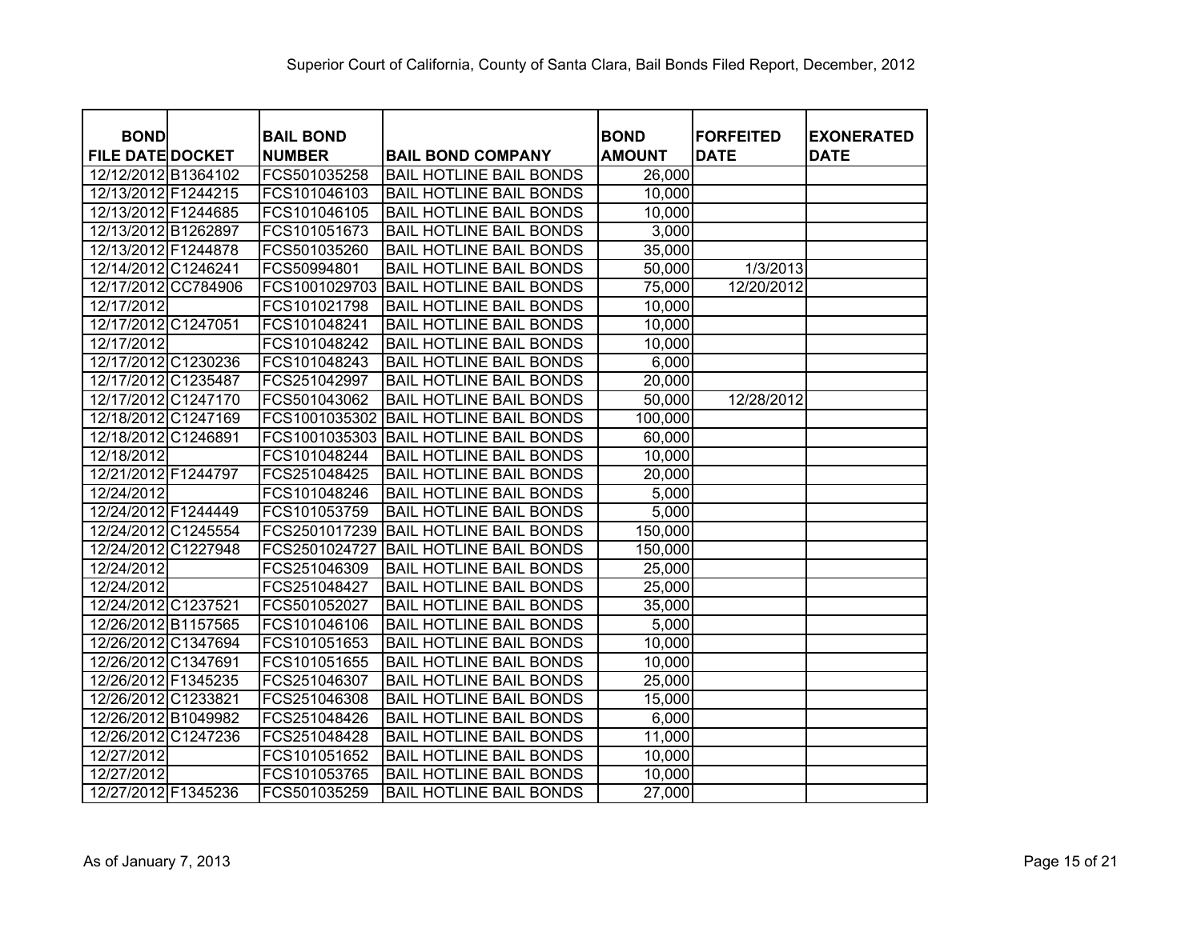Superior Court of California, County of Santa Clara, Bail Bonds Filed Report, December, 2012

| BOND FILE DATE | DOCKET | BAIL BOND NUMBER | BAIL BOND COMPANY | BOND AMOUNT | FORFEITED DATE | EXONERATED DATE |
|---|---|---|---|---|---|---|
| 12/12/2012 | B1364102 | FCS501035258 | BAIL HOTLINE BAIL BONDS | 26,000 | | |
| 12/13/2012 | F1244215 | FCS101046103 | BAIL HOTLINE BAIL BONDS | 10,000 | | |
| 12/13/2012 | F1244685 | FCS101046105 | BAIL HOTLINE BAIL BONDS | 10,000 | | |
| 12/13/2012 | B1262897 | FCS101051673 | BAIL HOTLINE BAIL BONDS | 3,000 | | |
| 12/13/2012 | F1244878 | FCS501035260 | BAIL HOTLINE BAIL BONDS | 35,000 | | |
| 12/14/2012 | C1246241 | FCS50994801 | BAIL HOTLINE BAIL BONDS | 50,000 | 1/3/2013 | |
| 12/17/2012 | CC784906 | FCS1001029703 | BAIL HOTLINE BAIL BONDS | 75,000 | 12/20/2012 | |
| 12/17/2012 | | FCS101021798 | BAIL HOTLINE BAIL BONDS | 10,000 | | |
| 12/17/2012 | C1247051 | FCS101048241 | BAIL HOTLINE BAIL BONDS | 10,000 | | |
| 12/17/2012 | | FCS101048242 | BAIL HOTLINE BAIL BONDS | 10,000 | | |
| 12/17/2012 | C1230236 | FCS101048243 | BAIL HOTLINE BAIL BONDS | 6,000 | | |
| 12/17/2012 | C1235487 | FCS251042997 | BAIL HOTLINE BAIL BONDS | 20,000 | | |
| 12/17/2012 | C1247170 | FCS501043062 | BAIL HOTLINE BAIL BONDS | 50,000 | 12/28/2012 | |
| 12/18/2012 | C1247169 | FCS1001035302 | BAIL HOTLINE BAIL BONDS | 100,000 | | |
| 12/18/2012 | C1246891 | FCS1001035303 | BAIL HOTLINE BAIL BONDS | 60,000 | | |
| 12/18/2012 | | FCS101048244 | BAIL HOTLINE BAIL BONDS | 10,000 | | |
| 12/21/2012 | F1244797 | FCS251048425 | BAIL HOTLINE BAIL BONDS | 20,000 | | |
| 12/24/2012 | | FCS101048246 | BAIL HOTLINE BAIL BONDS | 5,000 | | |
| 12/24/2012 | F1244449 | FCS101053759 | BAIL HOTLINE BAIL BONDS | 5,000 | | |
| 12/24/2012 | C1245554 | FCS2501017239 | BAIL HOTLINE BAIL BONDS | 150,000 | | |
| 12/24/2012 | C1227948 | FCS2501024727 | BAIL HOTLINE BAIL BONDS | 150,000 | | |
| 12/24/2012 | | FCS251046309 | BAIL HOTLINE BAIL BONDS | 25,000 | | |
| 12/24/2012 | | FCS251048427 | BAIL HOTLINE BAIL BONDS | 25,000 | | |
| 12/24/2012 | C1237521 | FCS501052027 | BAIL HOTLINE BAIL BONDS | 35,000 | | |
| 12/26/2012 | B1157565 | FCS101046106 | BAIL HOTLINE BAIL BONDS | 5,000 | | |
| 12/26/2012 | C1347694 | FCS101051653 | BAIL HOTLINE BAIL BONDS | 10,000 | | |
| 12/26/2012 | C1347691 | FCS101051655 | BAIL HOTLINE BAIL BONDS | 10,000 | | |
| 12/26/2012 | F1345235 | FCS251046307 | BAIL HOTLINE BAIL BONDS | 25,000 | | |
| 12/26/2012 | C1233821 | FCS251046308 | BAIL HOTLINE BAIL BONDS | 15,000 | | |
| 12/26/2012 | B1049982 | FCS251048426 | BAIL HOTLINE BAIL BONDS | 6,000 | | |
| 12/26/2012 | C1247236 | FCS251048428 | BAIL HOTLINE BAIL BONDS | 11,000 | | |
| 12/27/2012 | | FCS101051652 | BAIL HOTLINE BAIL BONDS | 10,000 | | |
| 12/27/2012 | | FCS101053765 | BAIL HOTLINE BAIL BONDS | 10,000 | | |
| 12/27/2012 | F1345236 | FCS501035259 | BAIL HOTLINE BAIL BONDS | 27,000 | | |

As of January 7, 2013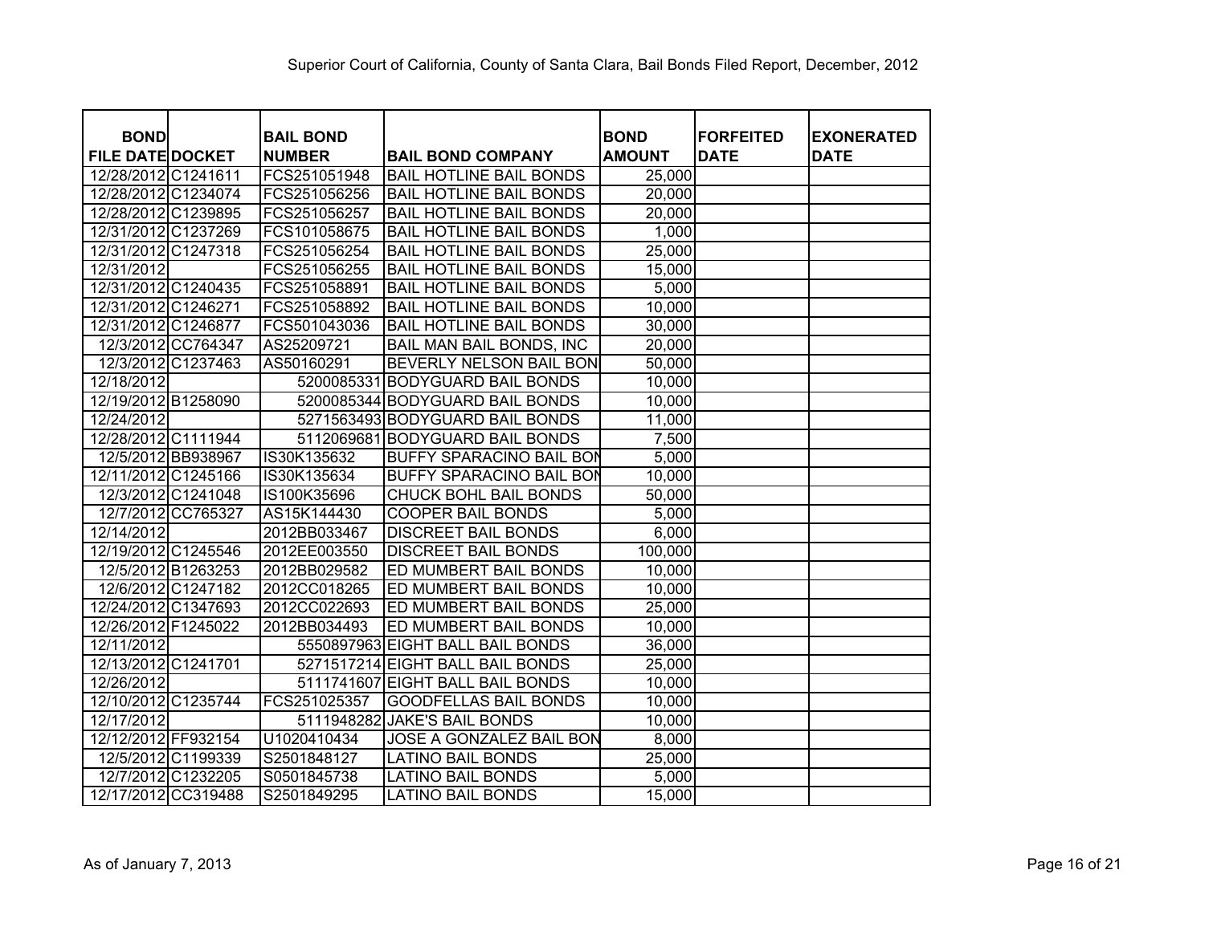Superior Court of California, County of Santa Clara, Bail Bonds Filed Report, December, 2012

| BOND FILE DATE | DOCKET | BAIL BOND NUMBER | BAIL BOND COMPANY | BOND AMOUNT | FORFEITED DATE | EXONERATED DATE |
|---|---|---|---|---|---|---|
| 12/28/2012 | C1241611 | FCS251051948 | BAIL HOTLINE BAIL BONDS | 25,000 | | |
| 12/28/2012 | C1234074 | FCS251056256 | BAIL HOTLINE BAIL BONDS | 20,000 | | |
| 12/28/2012 | C1239895 | FCS251056257 | BAIL HOTLINE BAIL BONDS | 20,000 | | |
| 12/31/2012 | C1237269 | FCS101058675 | BAIL HOTLINE BAIL BONDS | 1,000 | | |
| 12/31/2012 | C1247318 | FCS251056254 | BAIL HOTLINE BAIL BONDS | 25,000 | | |
| 12/31/2012 | | FCS251056255 | BAIL HOTLINE BAIL BONDS | 15,000 | | |
| 12/31/2012 | C1240435 | FCS251058891 | BAIL HOTLINE BAIL BONDS | 5,000 | | |
| 12/31/2012 | C1246271 | FCS251058892 | BAIL HOTLINE BAIL BONDS | 10,000 | | |
| 12/31/2012 | C1246877 | FCS501043036 | BAIL HOTLINE BAIL BONDS | 30,000 | | |
| 12/3/2012 | CC764347 | AS25209721 | BAIL MAN BAIL BONDS, INC | 20,000 | | |
| 12/3/2012 | C1237463 | AS50160291 | BEVERLY NELSON BAIL BON | 50,000 | | |
| 12/18/2012 | | 5200085331 | BODYGUARD BAIL BONDS | 10,000 | | |
| 12/19/2012 | B1258090 | 5200085344 | BODYGUARD BAIL BONDS | 10,000 | | |
| 12/24/2012 | | 5271563493 | BODYGUARD BAIL BONDS | 11,000 | | |
| 12/28/2012 | C1111944 | 5112069681 | BODYGUARD BAIL BONDS | 7,500 | | |
| 12/5/2012 | BB938967 | IS30K135632 | BUFFY SPARACINO BAIL BON | 5,000 | | |
| 12/11/2012 | C1245166 | IS30K135634 | BUFFY SPARACINO BAIL BON | 10,000 | | |
| 12/3/2012 | C1241048 | IS100K35696 | CHUCK BOHL BAIL BONDS | 50,000 | | |
| 12/7/2012 | CC765327 | AS15K144430 | COOPER BAIL BONDS | 5,000 | | |
| 12/14/2012 | | 2012BB033467 | DISCREET BAIL BONDS | 6,000 | | |
| 12/19/2012 | C1245546 | 2012EE003550 | DISCREET BAIL BONDS | 100,000 | | |
| 12/5/2012 | B1263253 | 2012BB029582 | ED MUMBERT BAIL BONDS | 10,000 | | |
| 12/6/2012 | C1247182 | 2012CC018265 | ED MUMBERT BAIL BONDS | 10,000 | | |
| 12/24/2012 | C1347693 | 2012CC022693 | ED MUMBERT BAIL BONDS | 25,000 | | |
| 12/26/2012 | F1245022 | 2012BB034493 | ED MUMBERT BAIL BONDS | 10,000 | | |
| 12/11/2012 | | 5550897963 | EIGHT BALL BAIL BONDS | 36,000 | | |
| 12/13/2012 | C1241701 | 5271517214 | EIGHT BALL BAIL BONDS | 25,000 | | |
| 12/26/2012 | | 5111741607 | EIGHT BALL BAIL BONDS | 10,000 | | |
| 12/10/2012 | C1235744 | FCS251025357 | GOODFELLAS BAIL BONDS | 10,000 | | |
| 12/17/2012 | | 5111948282 | JAKE'S BAIL BONDS | 10,000 | | |
| 12/12/2012 | FF932154 | U1020410434 | JOSE A GONZALEZ BAIL BON | 8,000 | | |
| 12/5/2012 | C1199339 | S2501848127 | LATINO BAIL BONDS | 25,000 | | |
| 12/7/2012 | C1232205 | S0501845738 | LATINO BAIL BONDS | 5,000 | | |
| 12/17/2012 | CC319488 | S2501849295 | LATINO BAIL BONDS | 15,000 | | |

As of January 7, 2013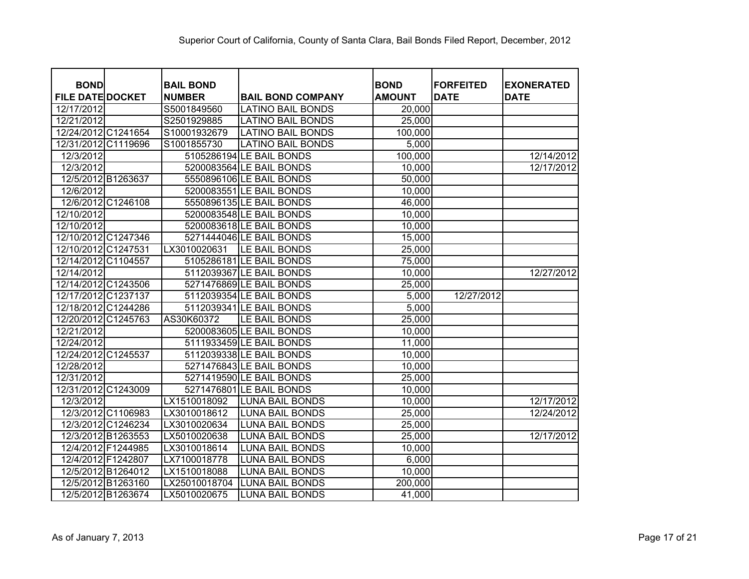Superior Court of California, County of Santa Clara, Bail Bonds Filed Report, December, 2012

| BOND FILE DATE | DOCKET | BAIL BOND NUMBER | BAIL BOND COMPANY | BOND AMOUNT | FORFEITED DATE | EXONERATED DATE |
|---|---|---|---|---|---|---|
| 12/17/2012 | | S5001849560 | LATINO BAIL BONDS | 20,000 | | |
| 12/21/2012 | | S2501929885 | LATINO BAIL BONDS | 25,000 | | |
| 12/24/2012 | C1241654 | S10001932679 | LATINO BAIL BONDS | 100,000 | | |
| 12/31/2012 | C1119696 | S1001855730 | LATINO BAIL BONDS | 5,000 | | |
| 12/3/2012 | | 5105286194 | LE BAIL BONDS | 100,000 | | 12/14/2012 |
| 12/3/2012 | | 5200083564 | LE BAIL BONDS | 10,000 | | 12/17/2012 |
| 12/5/2012 | B1263637 | 5550896106 | LE BAIL BONDS | 50,000 | | |
| 12/6/2012 | | 5200083551 | LE BAIL BONDS | 10,000 | | |
| 12/6/2012 | C1246108 | 5550896135 | LE BAIL BONDS | 46,000 | | |
| 12/10/2012 | | 5200083548 | LE BAIL BONDS | 10,000 | | |
| 12/10/2012 | | 5200083618 | LE BAIL BONDS | 10,000 | | |
| 12/10/2012 | C1247346 | 5271444046 | LE BAIL BONDS | 15,000 | | |
| 12/10/2012 | C1247531 | LX3010020631 | LE BAIL BONDS | 25,000 | | |
| 12/14/2012 | C1104557 | 5105286181 | LE BAIL BONDS | 75,000 | | |
| 12/14/2012 | | 5112039367 | LE BAIL BONDS | 10,000 | | 12/27/2012 |
| 12/14/2012 | C1243506 | 5271476869 | LE BAIL BONDS | 25,000 | | |
| 12/17/2012 | C1237137 | 5112039354 | LE BAIL BONDS | 5,000 | 12/27/2012 | |
| 12/18/2012 | C1244286 | 5112039341 | LE BAIL BONDS | 5,000 | | |
| 12/20/2012 | C1245763 | AS30K60372 | LE BAIL BONDS | 25,000 | | |
| 12/21/2012 | | 5200083605 | LE BAIL BONDS | 10,000 | | |
| 12/24/2012 | | 5111933459 | LE BAIL BONDS | 11,000 | | |
| 12/24/2012 | C1245537 | 5112039338 | LE BAIL BONDS | 10,000 | | |
| 12/28/2012 | | 5271476843 | LE BAIL BONDS | 10,000 | | |
| 12/31/2012 | | 5271419590 | LE BAIL BONDS | 25,000 | | |
| 12/31/2012 | C1243009 | 5271476801 | LE BAIL BONDS | 10,000 | | |
| 12/3/2012 | | LX1510018092 | LUNA BAIL BONDS | 10,000 | | 12/17/2012 |
| 12/3/2012 | C1106983 | LX3010018612 | LUNA BAIL BONDS | 25,000 | | 12/24/2012 |
| 12/3/2012 | C1246234 | LX3010020634 | LUNA BAIL BONDS | 25,000 | | |
| 12/3/2012 | B1263553 | LX5010020638 | LUNA BAIL BONDS | 25,000 | | 12/17/2012 |
| 12/4/2012 | F1244985 | LX3010018614 | LUNA BAIL BONDS | 10,000 | | |
| 12/4/2012 | F1242807 | LX7100018778 | LUNA BAIL BONDS | 6,000 | | |
| 12/5/2012 | B1264012 | LX1510018088 | LUNA BAIL BONDS | 10,000 | | |
| 12/5/2012 | B1263160 | LX25010018704 | LUNA BAIL BONDS | 200,000 | | |
| 12/5/2012 | B1263674 | LX5010020675 | LUNA BAIL BONDS | 41,000 | | |

As of January 7, 2013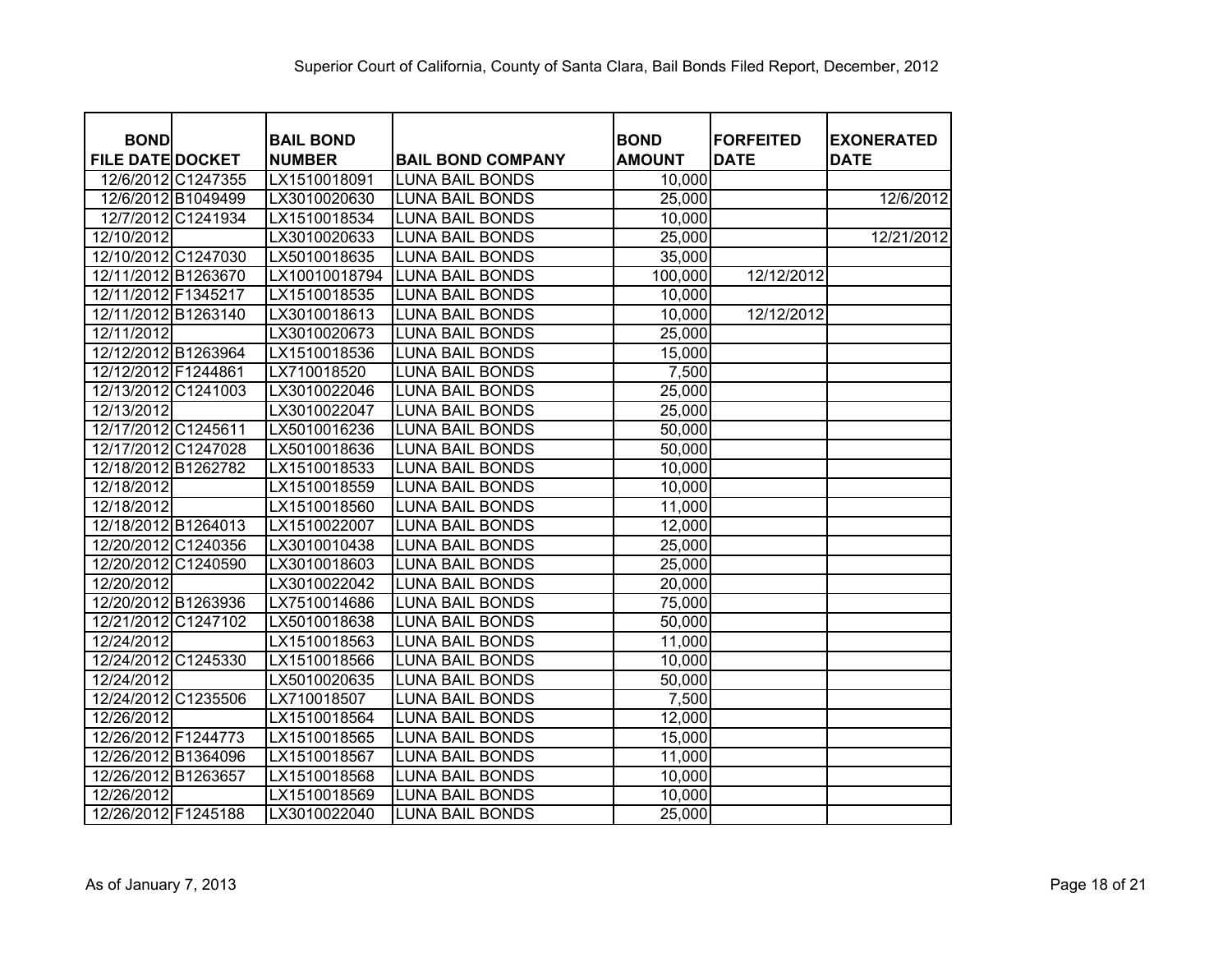Superior Court of California, County of Santa Clara, Bail Bonds Filed Report, December, 2012

| BOND FILE DATE | DOCKET | BAIL BOND NUMBER | BAIL BOND COMPANY | BOND AMOUNT | FORFEITED DATE | EXONERATED DATE |
|---|---|---|---|---|---|---|
| 12/6/2012 | C1247355 | LX1510018091 | LUNA BAIL BONDS | 10,000 | | |
| 12/6/2012 | B1049499 | LX3010020630 | LUNA BAIL BONDS | 25,000 | | 12/6/2012 |
| 12/7/2012 | C1241934 | LX1510018534 | LUNA BAIL BONDS | 10,000 | | |
| 12/10/2012 | | LX3010020633 | LUNA BAIL BONDS | 25,000 | | 12/21/2012 |
| 12/10/2012 | C1247030 | LX5010018635 | LUNA BAIL BONDS | 35,000 | | |
| 12/11/2012 | B1263670 | LX10010018794 | LUNA BAIL BONDS | 100,000 | 12/12/2012 | |
| 12/11/2012 | F1345217 | LX1510018535 | LUNA BAIL BONDS | 10,000 | | |
| 12/11/2012 | B1263140 | LX3010018613 | LUNA BAIL BONDS | 10,000 | 12/12/2012 | |
| 12/11/2012 | | LX3010020673 | LUNA BAIL BONDS | 25,000 | | |
| 12/12/2012 | B1263964 | LX1510018536 | LUNA BAIL BONDS | 15,000 | | |
| 12/12/2012 | F1244861 | LX710018520 | LUNA BAIL BONDS | 7,500 | | |
| 12/13/2012 | C1241003 | LX3010022046 | LUNA BAIL BONDS | 25,000 | | |
| 12/13/2012 | | LX3010022047 | LUNA BAIL BONDS | 25,000 | | |
| 12/17/2012 | C1245611 | LX5010016236 | LUNA BAIL BONDS | 50,000 | | |
| 12/17/2012 | C1247028 | LX5010018636 | LUNA BAIL BONDS | 50,000 | | |
| 12/18/2012 | B1262782 | LX1510018533 | LUNA BAIL BONDS | 10,000 | | |
| 12/18/2012 | | LX1510018559 | LUNA BAIL BONDS | 10,000 | | |
| 12/18/2012 | | LX1510018560 | LUNA BAIL BONDS | 11,000 | | |
| 12/18/2012 | B1264013 | LX1510022007 | LUNA BAIL BONDS | 12,000 | | |
| 12/20/2012 | C1240356 | LX3010010438 | LUNA BAIL BONDS | 25,000 | | |
| 12/20/2012 | C1240590 | LX3010018603 | LUNA BAIL BONDS | 25,000 | | |
| 12/20/2012 | | LX3010022042 | LUNA BAIL BONDS | 20,000 | | |
| 12/20/2012 | B1263936 | LX7510014686 | LUNA BAIL BONDS | 75,000 | | |
| 12/21/2012 | C1247102 | LX5010018638 | LUNA BAIL BONDS | 50,000 | | |
| 12/24/2012 | | LX1510018563 | LUNA BAIL BONDS | 11,000 | | |
| 12/24/2012 | C1245330 | LX1510018566 | LUNA BAIL BONDS | 10,000 | | |
| 12/24/2012 | | LX5010020635 | LUNA BAIL BONDS | 50,000 | | |
| 12/24/2012 | C1235506 | LX710018507 | LUNA BAIL BONDS | 7,500 | | |
| 12/26/2012 | | LX1510018564 | LUNA BAIL BONDS | 12,000 | | |
| 12/26/2012 | F1244773 | LX1510018565 | LUNA BAIL BONDS | 15,000 | | |
| 12/26/2012 | B1364096 | LX1510018567 | LUNA BAIL BONDS | 11,000 | | |
| 12/26/2012 | B1263657 | LX1510018568 | LUNA BAIL BONDS | 10,000 | | |
| 12/26/2012 | | LX1510018569 | LUNA BAIL BONDS | 10,000 | | |
| 12/26/2012 | F1245188 | LX3010022040 | LUNA BAIL BONDS | 25,000 | | |

As of January 7, 2013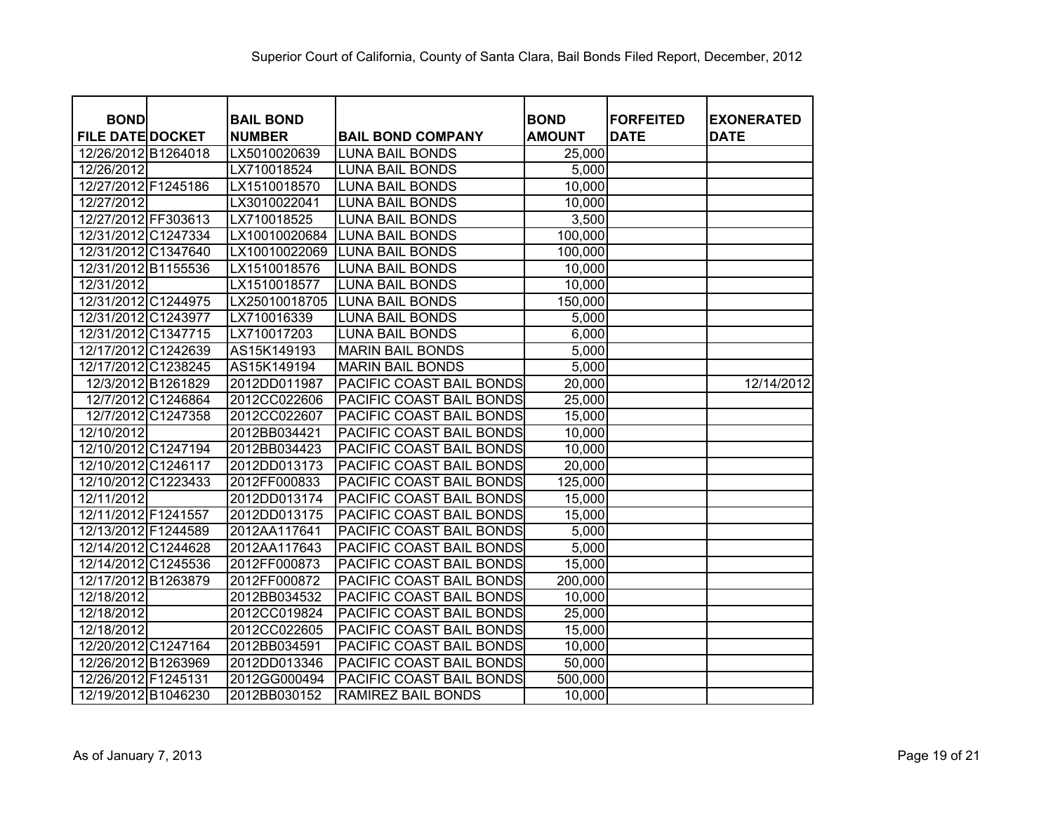Superior Court of California, County of Santa Clara, Bail Bonds Filed Report, December, 2012

| BOND FILE DATE | DOCKET | BAIL BOND NUMBER | BAIL BOND COMPANY | BOND AMOUNT | FORFEITED DATE | EXONERATED DATE |
|---|---|---|---|---|---|---|
| 12/26/2012 | B1264018 | LX5010020639 | LUNA BAIL BONDS | 25,000 | | |
| 12/26/2012 | | LX710018524 | LUNA BAIL BONDS | 5,000 | | |
| 12/27/2012 | F1245186 | LX1510018570 | LUNA BAIL BONDS | 10,000 | | |
| 12/27/2012 | | LX3010022041 | LUNA BAIL BONDS | 10,000 | | |
| 12/27/2012 | FF303613 | LX710018525 | LUNA BAIL BONDS | 3,500 | | |
| 12/31/2012 | C1247334 | LX10010020684 | LUNA BAIL BONDS | 100,000 | | |
| 12/31/2012 | C1347640 | LX10010022069 | LUNA BAIL BONDS | 100,000 | | |
| 12/31/2012 | B1155536 | LX1510018576 | LUNA BAIL BONDS | 10,000 | | |
| 12/31/2012 | | LX1510018577 | LUNA BAIL BONDS | 10,000 | | |
| 12/31/2012 | C1244975 | LX25010018705 | LUNA BAIL BONDS | 150,000 | | |
| 12/31/2012 | C1243977 | LX710016339 | LUNA BAIL BONDS | 5,000 | | |
| 12/31/2012 | C1347715 | LX710017203 | LUNA BAIL BONDS | 6,000 | | |
| 12/17/2012 | C1242639 | AS15K149193 | MARIN BAIL BONDS | 5,000 | | |
| 12/17/2012 | C1238245 | AS15K149194 | MARIN BAIL BONDS | 5,000 | | |
| 12/3/2012 | B1261829 | 2012DD011987 | PACIFIC COAST BAIL BONDS | 20,000 | | 12/14/2012 |
| 12/7/2012 | C1246864 | 2012CC022606 | PACIFIC COAST BAIL BONDS | 25,000 | | |
| 12/7/2012 | C1247358 | 2012CC022607 | PACIFIC COAST BAIL BONDS | 15,000 | | |
| 12/10/2012 | | 2012BB034421 | PACIFIC COAST BAIL BONDS | 10,000 | | |
| 12/10/2012 | C1247194 | 2012BB034423 | PACIFIC COAST BAIL BONDS | 10,000 | | |
| 12/10/2012 | C1246117 | 2012DD013173 | PACIFIC COAST BAIL BONDS | 20,000 | | |
| 12/10/2012 | C1223433 | 2012FF000833 | PACIFIC COAST BAIL BONDS | 125,000 | | |
| 12/11/2012 | | 2012DD013174 | PACIFIC COAST BAIL BONDS | 15,000 | | |
| 12/11/2012 | F1241557 | 2012DD013175 | PACIFIC COAST BAIL BONDS | 15,000 | | |
| 12/13/2012 | F1244589 | 2012AA117641 | PACIFIC COAST BAIL BONDS | 5,000 | | |
| 12/14/2012 | C1244628 | 2012AA117643 | PACIFIC COAST BAIL BONDS | 5,000 | | |
| 12/14/2012 | C1245536 | 2012FF000873 | PACIFIC COAST BAIL BONDS | 15,000 | | |
| 12/17/2012 | B1263879 | 2012FF000872 | PACIFIC COAST BAIL BONDS | 200,000 | | |
| 12/18/2012 | | 2012BB034532 | PACIFIC COAST BAIL BONDS | 10,000 | | |
| 12/18/2012 | | 2012CC019824 | PACIFIC COAST BAIL BONDS | 25,000 | | |
| 12/18/2012 | | 2012CC022605 | PACIFIC COAST BAIL BONDS | 15,000 | | |
| 12/20/2012 | C1247164 | 2012BB034591 | PACIFIC COAST BAIL BONDS | 10,000 | | |
| 12/26/2012 | B1263969 | 2012DD013346 | PACIFIC COAST BAIL BONDS | 50,000 | | |
| 12/26/2012 | F1245131 | 2012GG000494 | PACIFIC COAST BAIL BONDS | 500,000 | | |
| 12/19/2012 | B1046230 | 2012BB030152 | RAMIREZ BAIL BONDS | 10,000 | | |

As of January 7, 2013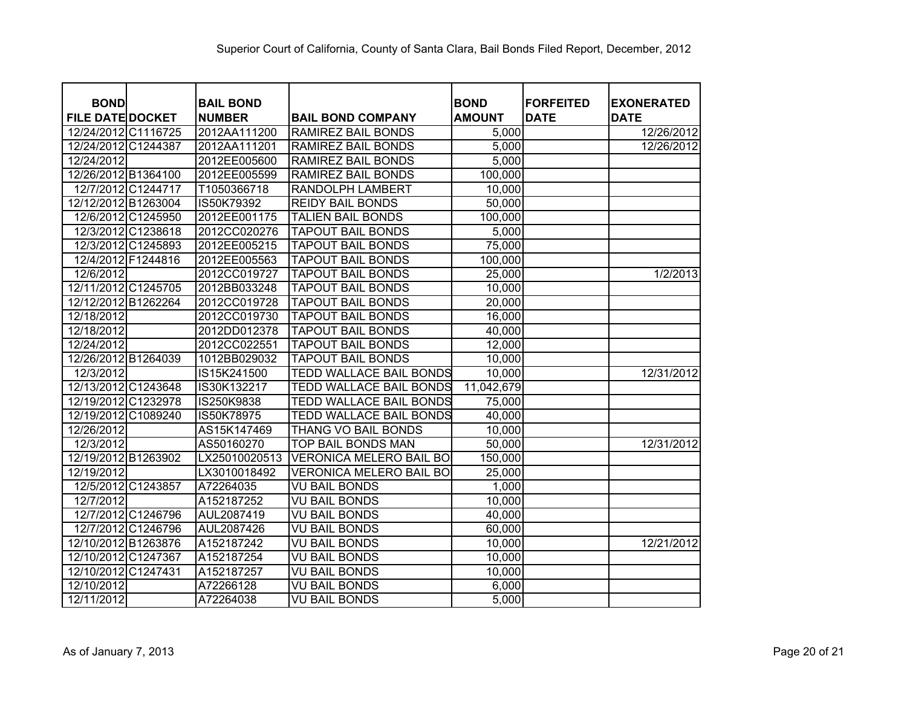Superior Court of California, County of Santa Clara, Bail Bonds Filed Report, December, 2012

| BOND FILE DATE | DOCKET | BAIL BOND NUMBER | BAIL BOND COMPANY | BOND AMOUNT | FORFEITED DATE | EXONERATED DATE |
|---|---|---|---|---|---|---|
| 12/24/2012 | C1116725 | 2012AA111200 | RAMIREZ BAIL BONDS | 5,000 | | 12/26/2012 |
| 12/24/2012 | C1244387 | 2012AA111201 | RAMIREZ BAIL BONDS | 5,000 | | 12/26/2012 |
| 12/24/2012 | | 2012EE005600 | RAMIREZ BAIL BONDS | 5,000 | | |
| 12/26/2012 | B1364100 | 2012EE005599 | RAMIREZ BAIL BONDS | 100,000 | | |
| 12/7/2012 | C1244717 | T1050366718 | RANDOLPH LAMBERT | 10,000 | | |
| 12/12/2012 | B1263004 | IS50K79392 | REIDY BAIL BONDS | 50,000 | | |
| 12/6/2012 | C1245950 | 2012EE001175 | TALIEN BAIL BONDS | 100,000 | | |
| 12/3/2012 | C1238618 | 2012CC020276 | TAPOUT BAIL BONDS | 5,000 | | |
| 12/3/2012 | C1245893 | 2012EE005215 | TAPOUT BAIL BONDS | 75,000 | | |
| 12/4/2012 | F1244816 | 2012EE005563 | TAPOUT BAIL BONDS | 100,000 | | |
| 12/6/2012 | | 2012CC019727 | TAPOUT BAIL BONDS | 25,000 | | 1/2/2013 |
| 12/11/2012 | C1245705 | 2012BB033248 | TAPOUT BAIL BONDS | 10,000 | | |
| 12/12/2012 | B1262264 | 2012CC019728 | TAPOUT BAIL BONDS | 20,000 | | |
| 12/18/2012 | | 2012CC019730 | TAPOUT BAIL BONDS | 16,000 | | |
| 12/18/2012 | | 2012DD012378 | TAPOUT BAIL BONDS | 40,000 | | |
| 12/24/2012 | | 2012CC022551 | TAPOUT BAIL BONDS | 12,000 | | |
| 12/26/2012 | B1264039 | 1012BB029032 | TAPOUT BAIL BONDS | 10,000 | | |
| 12/3/2012 | | IS15K241500 | TEDD WALLACE BAIL BONDS | 10,000 | | 12/31/2012 |
| 12/13/2012 | C1243648 | IS30K132217 | TEDD WALLACE BAIL BONDS | 11,042,679 | | |
| 12/19/2012 | C1232978 | IS250K9838 | TEDD WALLACE BAIL BONDS | 75,000 | | |
| 12/19/2012 | C1089240 | IS50K78975 | TEDD WALLACE BAIL BONDS | 40,000 | | |
| 12/26/2012 | | AS15K147469 | THANG VO BAIL BONDS | 10,000 | | |
| 12/3/2012 | | AS50160270 | TOP BAIL BONDS MAN | 50,000 | | 12/31/2012 |
| 12/19/2012 | B1263902 | LX25010020513 | VERONICA MELERO BAIL BO | 150,000 | | |
| 12/19/2012 | | LX3010018492 | VERONICA MELERO BAIL BO | 25,000 | | |
| 12/5/2012 | C1243857 | A72264035 | VU BAIL BONDS | 1,000 | | |
| 12/7/2012 | | A152187252 | VU BAIL BONDS | 10,000 | | |
| 12/7/2012 | C1246796 | AUL2087419 | VU BAIL BONDS | 40,000 | | |
| 12/7/2012 | C1246796 | AUL2087426 | VU BAIL BONDS | 60,000 | | |
| 12/10/2012 | B1263876 | A152187242 | VU BAIL BONDS | 10,000 | | 12/21/2012 |
| 12/10/2012 | C1247367 | A152187254 | VU BAIL BONDS | 10,000 | | |
| 12/10/2012 | C1247431 | A152187257 | VU BAIL BONDS | 10,000 | | |
| 12/10/2012 | | A72266128 | VU BAIL BONDS | 6,000 | | |
| 12/11/2012 | | A72264038 | VU BAIL BONDS | 5,000 | | |

As of January 7, 2013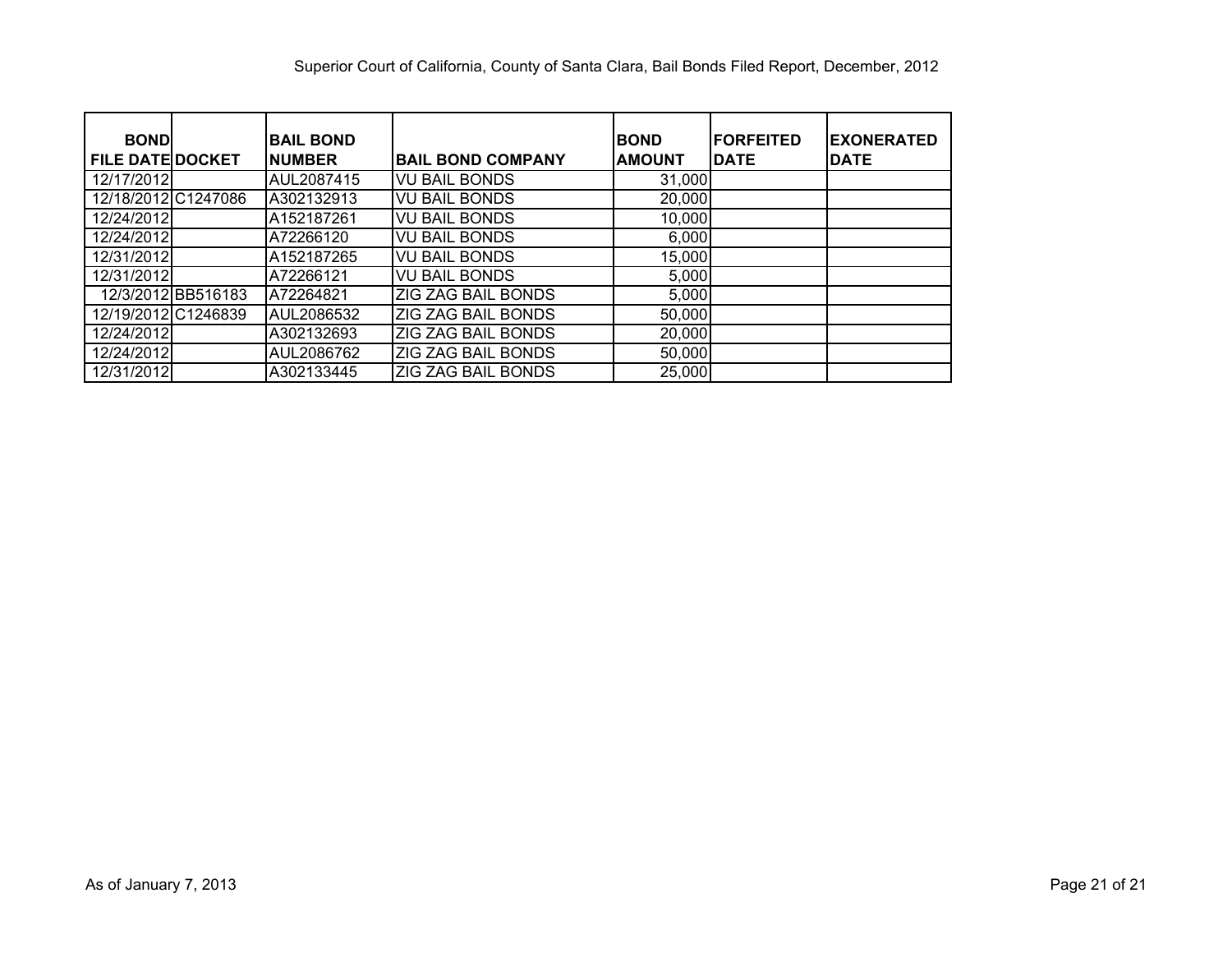Superior Court of California, County of Santa Clara, Bail Bonds Filed Report, December, 2012

| BOND FILE DATE | DOCKET | BAIL BOND NUMBER | BAIL BOND COMPANY | BOND AMOUNT | FORFEITED DATE | EXONERATED DATE |
|---|---|---|---|---|---|---|
| 12/17/2012 | | AUL2087415 | VU BAIL BONDS | 31,000 | | |
| 12/18/2012 | C1247086 | A302132913 | VU BAIL BONDS | 20,000 | | |
| 12/24/2012 | | A152187261 | VU BAIL BONDS | 10,000 | | |
| 12/24/2012 | | A72266120 | VU BAIL BONDS | 6,000 | | |
| 12/31/2012 | | A152187265 | VU BAIL BONDS | 15,000 | | |
| 12/31/2012 | | A72266121 | VU BAIL BONDS | 5,000 | | |
| 12/3/2012 | BB516183 | A72264821 | ZIG ZAG BAIL BONDS | 5,000 | | |
| 12/19/2012 | C1246839 | AUL2086532 | ZIG ZAG BAIL BONDS | 50,000 | | |
| 12/24/2012 | | A302132693 | ZIG ZAG BAIL BONDS | 20,000 | | |
| 12/24/2012 | | AUL2086762 | ZIG ZAG BAIL BONDS | 50,000 | | |
| 12/31/2012 | | A302133445 | ZIG ZAG BAIL BONDS | 25,000 | | |

As of January 7, 2013